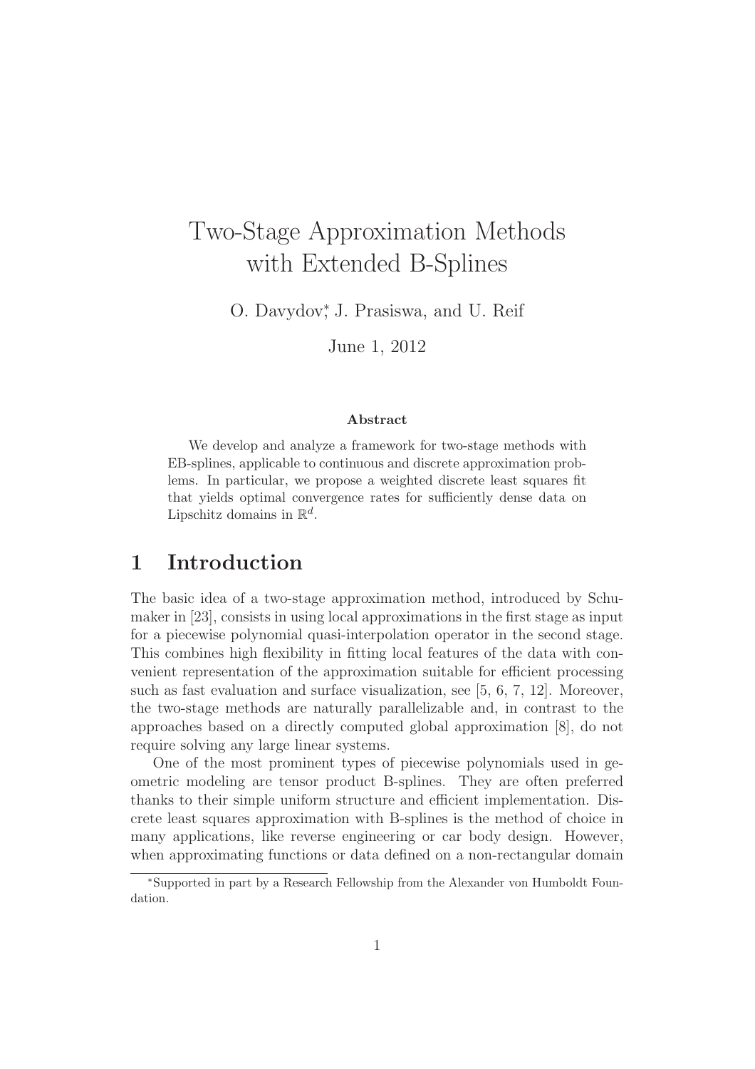# Two-Stage Approximation Methods with Extended B-Splines

O. Davydov*, J. Prasiswa, and U. Reif

June 1, 2012

**Abstract**

We develop and analyze a framework for two-stage methods with EB-splines, applicable to continuous and discrete approximation problems. In particular, we propose a weighted discrete least squares fit that yields optimal convergence rates for sufficiently dense data on Lipschitz domains in $\mathbb{R}^d$.

## 1 Introduction

The basic idea of a two-stage approximation method, introduced by Schumaker in [23], consists in using local approximations in the first stage as input for a piecewise polynomial quasi-interpolation operator in the second stage. This combines high flexibility in fitting local features of the data with convenient representation of the approximation suitable for efficient processing such as fast evaluation and surface visualization, see [5, 6, 7, 12]. Moreover, the two-stage methods are naturally parallelizable and, in contrast to the approaches based on a directly computed global approximation [8], do not require solving any large linear systems.

One of the most prominent types of piecewise polynomials used in geometric modeling are tensor product B-splines. They are often preferred thanks to their simple uniform structure and efficient implementation. Discrete least squares approximation with B-splines is the method of choice in many applications, like reverse engineering or car body design. However, when approximating functions or data defined on a non-rectangular domain

*Supported in part by a Research Fellowship from the Alexander von Humboldt Foundation.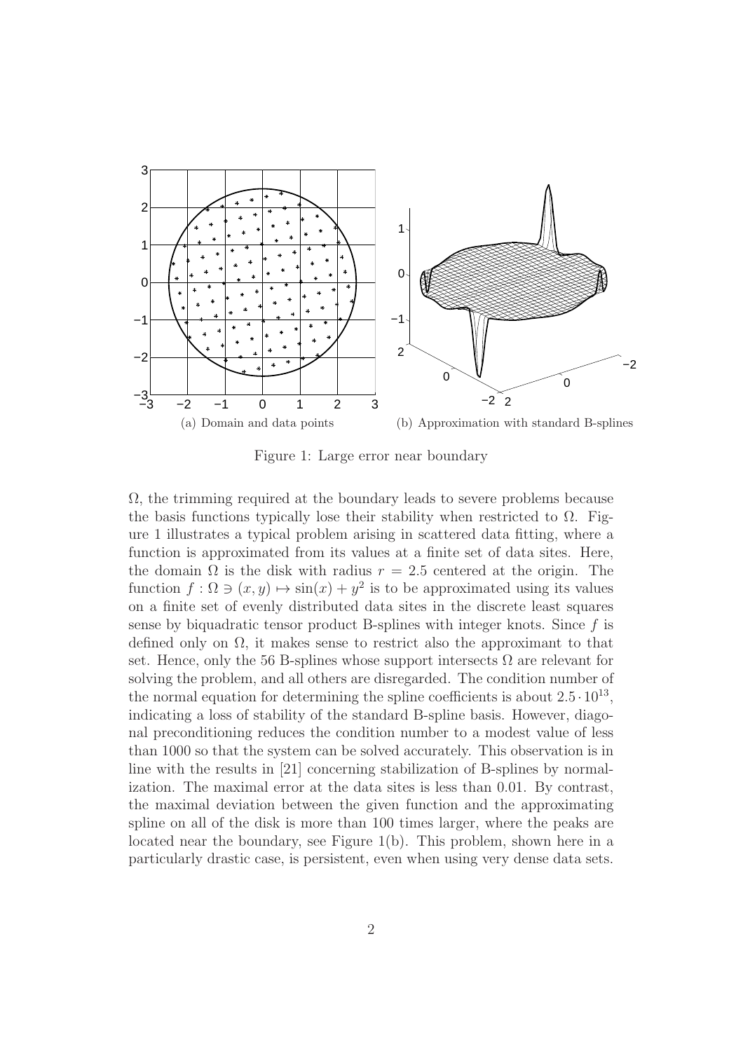(a) Domain and data points

(b) Approximation with standard B-splines

Figure 1: Large error near boundary

$\Omega$, the trimming required at the boundary leads to severe problems because the basis functions typically lose their stability when restricted to $\Omega$. Figure 1 illustrates a typical problem arising in scattered data fitting, where a function is approximated from its values at a finite set of data sites. Here, the domain $\Omega$ is the disk with radius $r = 2.5$ centered at the origin. The function $f : \Omega \ni (x, y) \mapsto \sin(x) + y^2$ is to be approximated using its values on a finite set of evenly distributed data sites in the discrete least squares sense by biquadratic tensor product B-splines with integer knots. Since $f$ is defined only on $\Omega$, it makes sense to restrict also the approximant to that set. Hence, only the 56 B-splines whose support intersects $\Omega$ are relevant for solving the problem, and all others are disregarded. The condition number of the normal equation for determining the spline coefficients is about $2.5 \cdot 10^{13}$, indicating a loss of stability of the standard B-spline basis. However, diagonal preconditioning reduces the condition number to a modest value of less than 1000 so that the system can be solved accurately. This observation is in line with the results in [21] concerning stabilization of B-splines by normalization. The maximal error at the data sites is less than 0.01. By contrast, the maximal deviation between the given function and the approximating spline on all of the disk is more than 100 times larger, where the peaks are located near the boundary, see Figure 1(b). This problem, shown here in a particularly drastic case, is persistent, even when using very dense data sets.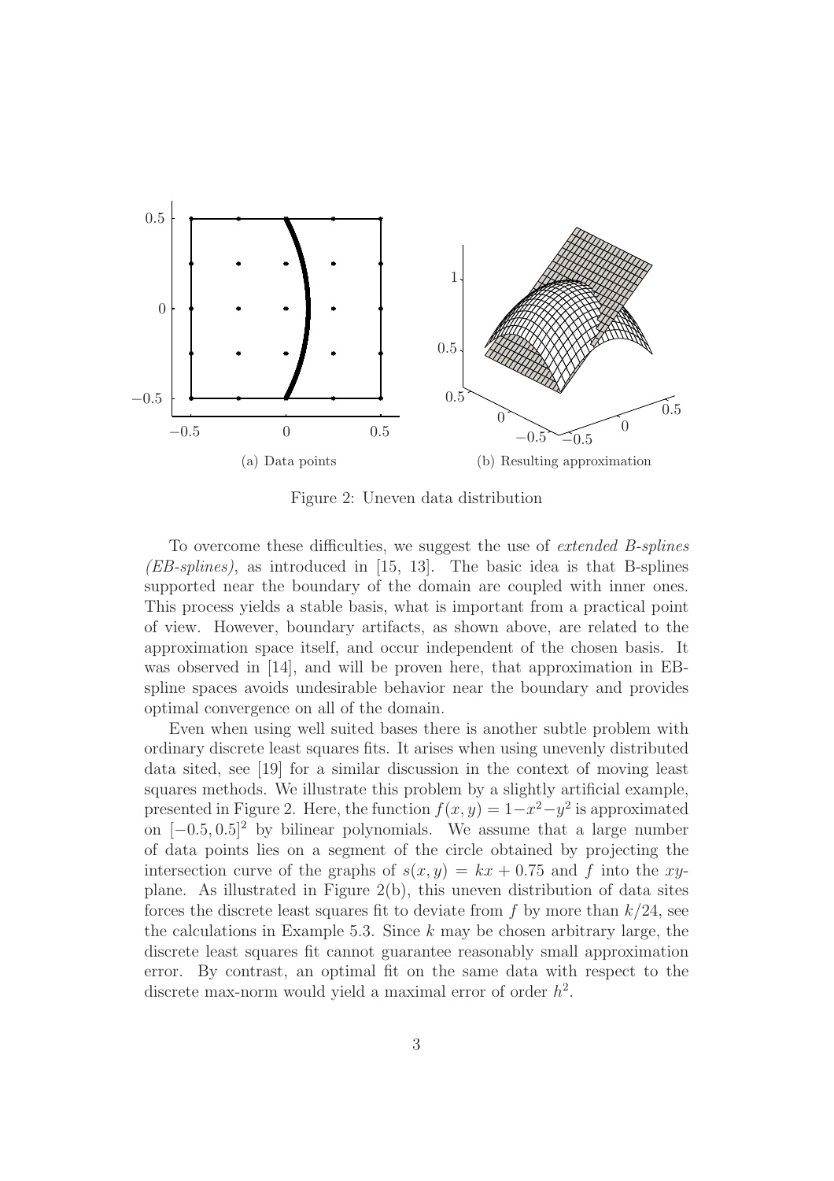(a) Data points

(b) Resulting approximation

Figure 2: Uneven data distribution

To overcome these difficulties, we suggest the use of *extended B-splines (EB-splines)*, as introduced in [15, 13]. The basic idea is that B-splines supported near the boundary of the domain are coupled with inner ones. This process yields a stable basis, what is important from a practical point of view. However, boundary artifacts, as shown above, are related to the approximation space itself, and occur independent of the chosen basis. It was observed in [14], and will be proven here, that approximation in EB-spline spaces avoids undesirable behavior near the boundary and provides optimal convergence on all of the domain.

Even when using well suited bases there is another subtle problem with ordinary discrete least squares fits. It arises when using unevenly distributed data sited, see [19] for a similar discussion in the context of moving least squares methods. We illustrate this problem by a slightly artificial example, presented in Figure 2. Here, the function $f(x, y) = 1-x^2-y^2$ is approximated on $[-0.5, 0.5]^2$ by bilinear polynomials. We assume that a large number of data points lies on a segment of the circle obtained by projecting the intersection curve of the graphs of $s(x, y) = kx + 0.75$ and $f$ into the $xy$-plane. As illustrated in Figure 2(b), this uneven distribution of data sites forces the discrete least squares fit to deviate from $f$ by more than $k/24$, see the calculations in Example 5.3. Since $k$ may be chosen arbitrary large, the discrete least squares fit cannot guarantee reasonably small approximation error. By contrast, an optimal fit on the same data with respect to the discrete max-norm would yield a maximal error of order $h^2$.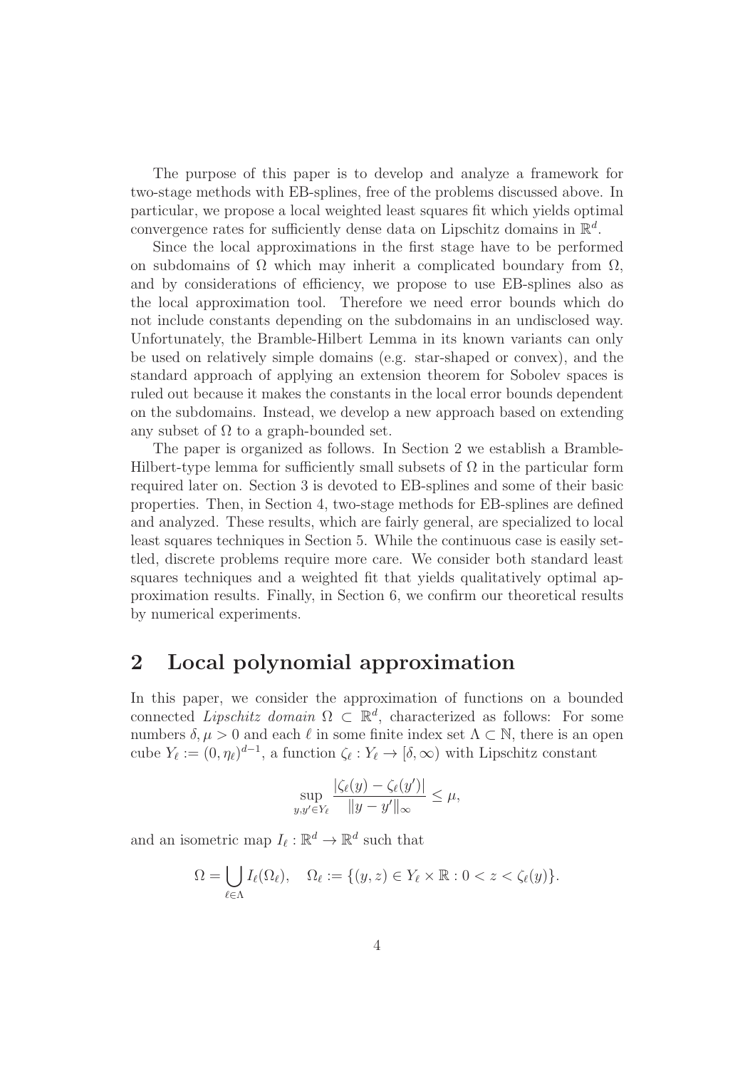The purpose of this paper is to develop and analyze a framework for two-stage methods with EB-splines, free of the problems discussed above. In particular, we propose a local weighted least squares fit which yields optimal convergence rates for sufficiently dense data on Lipschitz domains in $\mathbb{R}^d$.

Since the local approximations in the first stage have to be performed on subdomains of $\Omega$ which may inherit a complicated boundary from $\Omega$, and by considerations of efficiency, we propose to use EB-splines also as the local approximation tool. Therefore we need error bounds which do not include constants depending on the subdomains in an undisclosed way. Unfortunately, the Bramble-Hilbert Lemma in its known variants can only be used on relatively simple domains (e.g. star-shaped or convex), and the standard approach of applying an extension theorem for Sobolev spaces is ruled out because it makes the constants in the local error bounds dependent on the subdomains. Instead, we develop a new approach based on extending any subset of $\Omega$ to a graph-bounded set.

The paper is organized as follows. In Section 2 we establish a Bramble-Hilbert-type lemma for sufficiently small subsets of $\Omega$ in the particular form required later on. Section 3 is devoted to EB-splines and some of their basic properties. Then, in Section 4, two-stage methods for EB-splines are defined and analyzed. These results, which are fairly general, are specialized to local least squares techniques in Section 5. While the continuous case is easily settled, discrete problems require more care. We consider both standard least squares techniques and a weighted fit that yields qualitatively optimal approximation results. Finally, in Section 6, we confirm our theoretical results by numerical experiments.

## 2 Local polynomial approximation

In this paper, we consider the approximation of functions on a bounded connected *Lipschitz domain* $\Omega \subset \mathbb{R}^d$, characterized as follows: For some numbers $\delta, \mu > 0$ and each $\ell$ in some finite index set $\Lambda \subset \mathbb{N}$, there is an open cube $Y_\ell := (0, \eta_\ell)^{d-1}$, a function $\zeta_\ell : Y_\ell \to [\delta, \infty)$ with Lipschitz constant

$$\sup_{y,y' \in Y_\ell} \frac{|\zeta_\ell(y) - \zeta_\ell(y')|}{\|y - y'\|_\infty} \leq \mu,$$

and an isometric map $I_\ell : \mathbb{R}^d \to \mathbb{R}^d$ such that

$$\Omega = \bigcup_{\ell \in \Lambda} I_\ell(\Omega_\ell), \quad \Omega_\ell := \{(y, z) \in Y_\ell \times \mathbb{R} : 0 < z < \zeta_\ell(y)\}.$$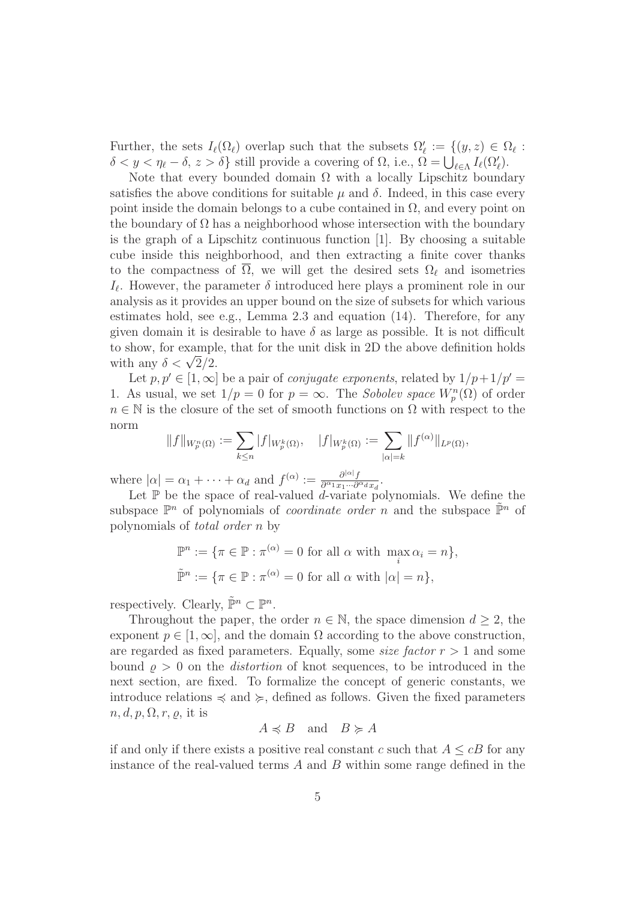Further, the sets $I_\ell(\Omega_\ell)$ overlap such that the subsets $\Omega'_\ell := \{(y,z) \in \Omega_\ell : \delta < y < \eta_\ell - \delta,\ z > \delta\}$ still provide a covering of $\Omega$, i.e., $\Omega = \bigcup_{\ell\in\Lambda} I_\ell(\Omega'_\ell)$.

Note that every bounded domain $\Omega$ with a locally Lipschitz boundary satisfies the above conditions for suitable $\mu$ and $\delta$. Indeed, in this case every point inside the domain belongs to a cube contained in $\Omega$, and every point on the boundary of $\Omega$ has a neighborhood whose intersection with the boundary is the graph of a Lipschitz continuous function [1]. By choosing a suitable cube inside this neighborhood, and then extracting a finite cover thanks to the compactness of $\overline{\Omega}$, we will get the desired sets $\Omega_\ell$ and isometries $I_\ell$. However, the parameter $\delta$ introduced here plays a prominent role in our analysis as it provides an upper bound on the size of subsets for which various estimates hold, see e.g., Lemma 2.3 and equation (14). Therefore, for any given domain it is desirable to have $\delta$ as large as possible. It is not difficult to show, for example, that for the unit disk in 2D the above definition holds with any $\delta < \sqrt{2}/2$.

Let $p, p' \in [1,\infty]$ be a pair of *conjugate exponents*, related by $1/p + 1/p' = 1$. As usual, we set $1/p = 0$ for $p = \infty$. The *Sobolev space* $W_p^n(\Omega)$ of order $n \in \mathbb{N}$ is the closure of the set of smooth functions on $\Omega$ with respect to the norm

$$\|f\|_{W_p^n(\Omega)} := \sum_{k\le n} |f|_{W_p^k(\Omega)}, \quad |f|_{W_p^k(\Omega)} := \sum_{|\alpha|=k} \|f^{(\alpha)}\|_{L^p(\Omega)},$$

where $|\alpha| = \alpha_1 + \cdots + \alpha_d$ and $f^{(\alpha)} := \frac{\partial^{|\alpha|} f}{\partial^{\alpha_1} x_1 \cdots \partial^{\alpha_d} x_d}$.

Let $\mathbb{P}$ be the space of real-valued $d$-variate polynomials. We define the subspace $\mathbb{P}^n$ of polynomials of *coordinate order* $n$ and the subspace $\tilde{\mathbb{P}}^n$ of polynomials of *total order* $n$ by

$$\mathbb{P}^n := \{\pi \in \mathbb{P} : \pi^{(\alpha)} = 0 \text{ for all } \alpha \text{ with } \max_i \alpha_i = n\},$$

$$\tilde{\mathbb{P}}^n := \{\pi \in \mathbb{P} : \pi^{(\alpha)} = 0 \text{ for all } \alpha \text{ with } |\alpha| = n\},$$

respectively. Clearly, $\tilde{\mathbb{P}}^n \subset \mathbb{P}^n$.

Throughout the paper, the order $n \in \mathbb{N}$, the space dimension $d \ge 2$, the exponent $p \in [1,\infty]$, and the domain $\Omega$ according to the above construction, are regarded as fixed parameters. Equally, some *size factor* $r > 1$ and some bound $\varrho > 0$ on the *distortion* of knot sequences, to be introduced in the next section, are fixed. To formalize the concept of generic constants, we introduce relations $\preccurlyeq$ and $\succcurlyeq$, defined as follows. Given the fixed parameters $n, d, p, \Omega, r, \varrho$, it is

$$A \preccurlyeq B \quad \text{and} \quad B \succcurlyeq A$$

if and only if there exists a positive real constant $c$ such that $A \le cB$ for any instance of the real-valued terms $A$ and $B$ within some range defined in the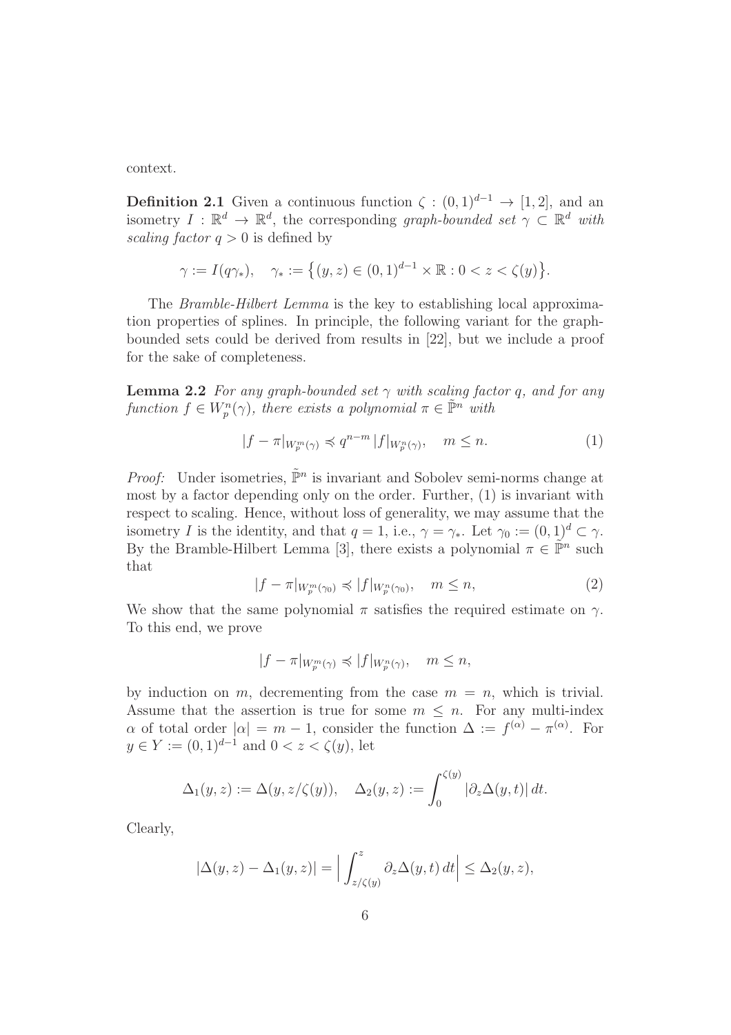context.

**Definition 2.1** Given a continuous function $\zeta : (0,1)^{d-1} \to [1,2]$, and an isometry $I : \mathbb{R}^d \to \mathbb{R}^d$, the corresponding *graph-bounded set* $\gamma \subset \mathbb{R}^d$ *with scaling factor* $q > 0$ is defined by

$$\gamma := I(q\gamma_*), \quad \gamma_* := \big\{(y,z) \in (0,1)^{d-1} \times \mathbb{R} : 0 < z < \zeta(y)\big\}.$$

The *Bramble-Hilbert Lemma* is the key to establishing local approximation properties of splines. In principle, the following variant for the graph-bounded sets could be derived from results in [22], but we include a proof for the sake of completeness.

**Lemma 2.2** *For any graph-bounded set $\gamma$ with scaling factor $q$, and for any function $f \in W_p^n(\gamma)$, there exists a polynomial $\pi \in \tilde{\mathbb{P}}^n$ with*

$$|f - \pi|_{W_p^m(\gamma)} \preccurlyeq q^{n-m}\, |f|_{W_p^n(\gamma)}, \quad m \le n. \tag{1}$$

*Proof:* Under isometries, $\tilde{\mathbb{P}}^n$ is invariant and Sobolev semi-norms change at most by a factor depending only on the order. Further, (1) is invariant with respect to scaling. Hence, without loss of generality, we may assume that the isometry $I$ is the identity, and that $q = 1$, i.e., $\gamma = \gamma_*$. Let $\gamma_0 := (0,1)^d \subset \gamma$. By the Bramble-Hilbert Lemma [3], there exists a polynomial $\pi \in \tilde{\mathbb{P}}^n$ such that

$$|f - \pi|_{W_p^m(\gamma_0)} \preccurlyeq |f|_{W_p^n(\gamma_0)}, \quad m \le n, \tag{2}$$

We show that the same polynomial $\pi$ satisfies the required estimate on $\gamma$. To this end, we prove

$$|f - \pi|_{W_p^m(\gamma)} \preccurlyeq |f|_{W_p^n(\gamma)}, \quad m \le n,$$

by induction on $m$, decrementing from the case $m = n$, which is trivial. Assume that the assertion is true for some $m \le n$. For any multi-index $\alpha$ of total order $|\alpha| = m - 1$, consider the function $\Delta := f^{(\alpha)} - \pi^{(\alpha)}$. For $y \in Y := (0,1)^{d-1}$ and $0 < z < \zeta(y)$, let

$$\Delta_1(y,z) := \Delta(y, z/\zeta(y)), \quad \Delta_2(y,z) := \int_0^{\zeta(y)} |\partial_z \Delta(y,t)|\, dt.$$

Clearly,

$$|\Delta(y,z) - \Delta_1(y,z)| = \Big| \int_{z/\zeta(y)}^{z} \partial_z \Delta(y,t)\, dt \Big| \le \Delta_2(y,z),$$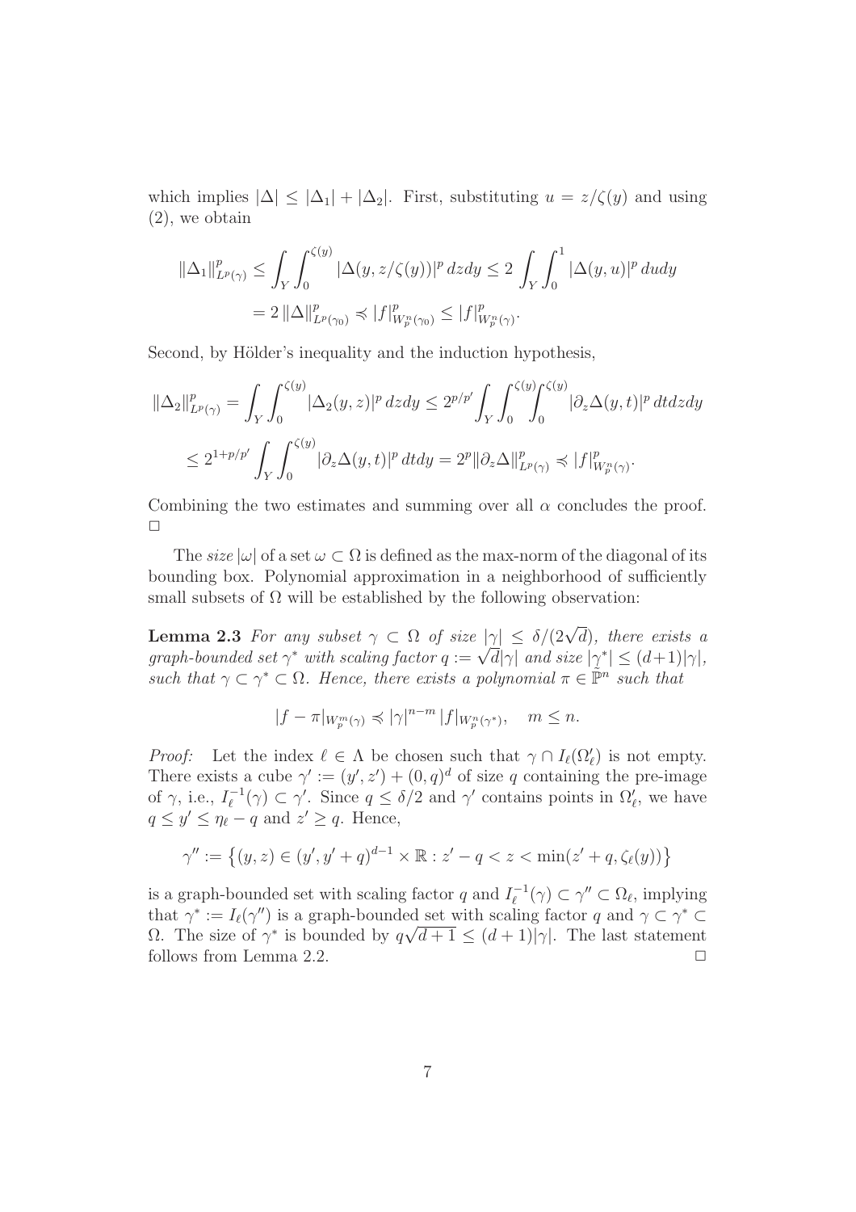which implies $|\Delta| \leq |\Delta_1| + |\Delta_2|$. First, substituting $u = z/\zeta(y)$ and using (2), we obtain

$$
\begin{aligned}
\|\Delta_1\|_{L^p(\gamma)}^p &\leq \int_Y \int_0^{\zeta(y)} |\Delta(y, z/\zeta(y))|^p \, dz dy \leq 2 \int_Y \int_0^1 |\Delta(y,u)|^p \, du dy \\
&= 2 \, \|\Delta\|_{L^p(\gamma_0)}^p \preccurlyeq |f|_{W_p^n(\gamma_0)}^p \leq |f|_{W_p^n(\gamma)}^p.
\end{aligned}
$$

Second, by Hölder's inequality and the induction hypothesis,

$$
\begin{aligned}
\|\Delta_2\|_{L^p(\gamma)}^p &= \int_Y \int_0^{\zeta(y)} |\Delta_2(y,z)|^p \, dz dy \leq 2^{p/p'} \int_Y \int_0^{\zeta(y)} \int_0^{\zeta(y)} |\partial_z \Delta(y,t)|^p \, dt dz dy \\
&\leq 2^{1+p/p'} \int_Y \int_0^{\zeta(y)} |\partial_z \Delta(y,t)|^p \, dt dy = 2^p \|\partial_z \Delta\|_{L^p(\gamma)}^p \preccurlyeq |f|_{W_p^n(\gamma)}^p.
\end{aligned}
$$

Combining the two estimates and summing over all $\alpha$ concludes the proof. $\square$

The *size* $|\omega|$ of a set $\omega \subset \Omega$ is defined as the max-norm of the diagonal of its bounding box. Polynomial approximation in a neighborhood of sufficiently small subsets of $\Omega$ will be established by the following observation:

**Lemma 2.3** *For any subset $\gamma \subset \Omega$ of size $|\gamma| \leq \delta/(2\sqrt{d})$, there exists a graph-bounded set $\gamma^*$ with scaling factor $q := \sqrt{d}|\gamma|$ and size $|\gamma^*| \leq (d+1)|\gamma|$, such that $\gamma \subset \gamma^* \subset \Omega$. Hence, there exists a polynomial $\pi \in \mathbb{P}^n$ such that*

$$
|f - \pi|_{W_p^m(\gamma)} \preccurlyeq |\gamma|^{n-m} \, |f|_{W_p^n(\gamma^*)}, \quad m \leq n.
$$

*Proof:* Let the index $\ell \in \Lambda$ be chosen such that $\gamma \cap I_\ell(\Omega'_\ell)$ is not empty. There exists a cube $\gamma' := (y', z') + (0, q)^d$ of size $q$ containing the pre-image of $\gamma$, i.e., $I_\ell^{-1}(\gamma) \subset \gamma'$. Since $q \leq \delta/2$ and $\gamma'$ contains points in $\Omega'_\ell$, we have $q \leq y' \leq \eta_\ell - q$ and $z' \geq q$. Hence,

$$
\gamma'' := \left\{ (y,z) \in (y', y'+q)^{d-1} \times \mathbb{R} : z' - q < z < \min(z'+q, \zeta_\ell(y)) \right\}
$$

is a graph-bounded set with scaling factor $q$ and $I_\ell^{-1}(\gamma) \subset \gamma'' \subset \Omega_\ell$, implying that $\gamma^* := I_\ell(\gamma'')$ is a graph-bounded set with scaling factor $q$ and $\gamma \subset \gamma^* \subset \Omega$. The size of $\gamma^*$ is bounded by $q\sqrt{d+1} \leq (d+1)|\gamma|$. The last statement follows from Lemma 2.2. $\square$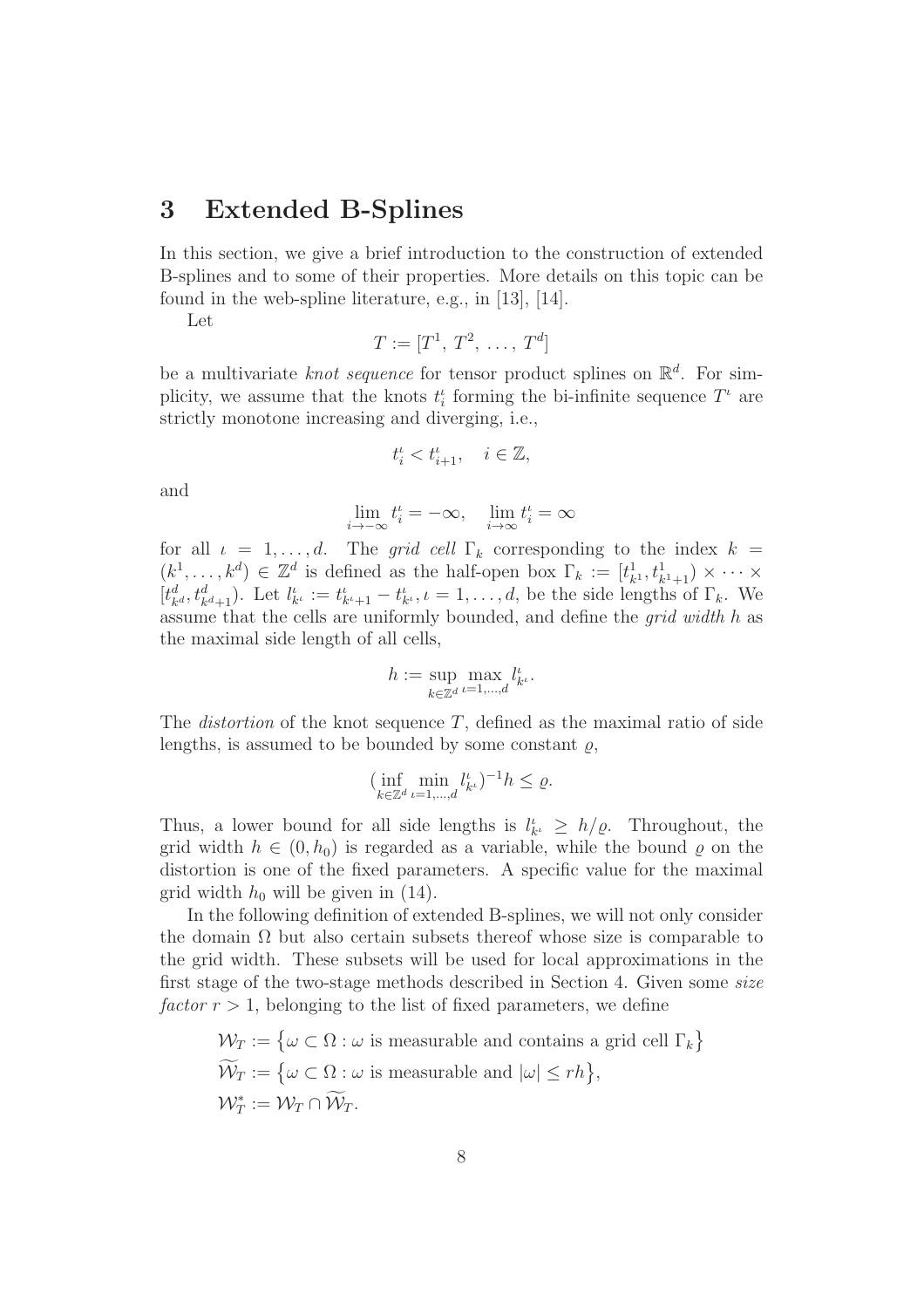# 3 Extended B-Splines

In this section, we give a brief introduction to the construction of extended B-splines and to some of their properties. More details on this topic can be found in the web-spline literature, e.g., in [13], [14].

Let

$$T := [T^1,\, T^2,\, \ldots,\, T^d]$$

be a multivariate *knot sequence* for tensor product splines on $\mathbb{R}^d$. For simplicity, we assume that the knots $t_i^\iota$ forming the bi-infinite sequence $T^\iota$ are strictly monotone increasing and diverging, i.e.,

$$t_i^\iota < t_{i+1}^\iota, \quad i \in \mathbb{Z},$$

and

$$\lim_{i\to-\infty} t_i^\iota = -\infty, \quad \lim_{i\to\infty} t_i^\iota = \infty$$

for all $\iota = 1, \ldots, d$. The *grid cell* $\Gamma_k$ corresponding to the index $k = (k^1, \ldots, k^d) \in \mathbb{Z}^d$ is defined as the half-open box $\Gamma_k := [t_{k^1}^1, t_{k^1+1}^1) \times \cdots \times [t_{k^d}^d, t_{k^d+1}^d)$. Let $l_{k^\iota}^\iota := t_{k^\iota+1}^\iota - t_{k^\iota}^\iota, \iota = 1, \ldots, d$, be the side lengths of $\Gamma_k$. We assume that the cells are uniformly bounded, and define the *grid width* $h$ as the maximal side length of all cells,

$$h := \sup_{k\in\mathbb{Z}^d} \max_{\iota=1,\ldots,d} l_{k^\iota}^\iota.$$

The *distortion* of the knot sequence $T$, defined as the maximal ratio of side lengths, is assumed to be bounded by some constant $\varrho$,

$$(\inf_{k\in\mathbb{Z}^d} \min_{\iota=1,\ldots,d} l_{k^\iota}^\iota)^{-1} h \le \varrho.$$

Thus, a lower bound for all side lengths is $l_{k^\iota}^\iota \ge h/\varrho$. Throughout, the grid width $h \in (0, h_0)$ is regarded as a variable, while the bound $\varrho$ on the distortion is one of the fixed parameters. A specific value for the maximal grid width $h_0$ will be given in (14).

In the following definition of extended B-splines, we will not only consider the domain $\Omega$ but also certain subsets thereof whose size is comparable to the grid width. These subsets will be used for local approximations in the first stage of the two-stage methods described in Section 4. Given some *size factor* $r > 1$, belonging to the list of fixed parameters, we define

$$\begin{aligned}
\mathcal{W}_T &:= \big\{\omega \subset \Omega : \omega \text{ is measurable and contains a grid cell } \Gamma_k\big\} \\
\widetilde{\mathcal{W}}_T &:= \big\{\omega \subset \Omega : \omega \text{ is measurable and } |\omega| \le rh\big\}, \\
\mathcal{W}_T^* &:= \mathcal{W}_T \cap \widetilde{\mathcal{W}}_T.
\end{aligned}$$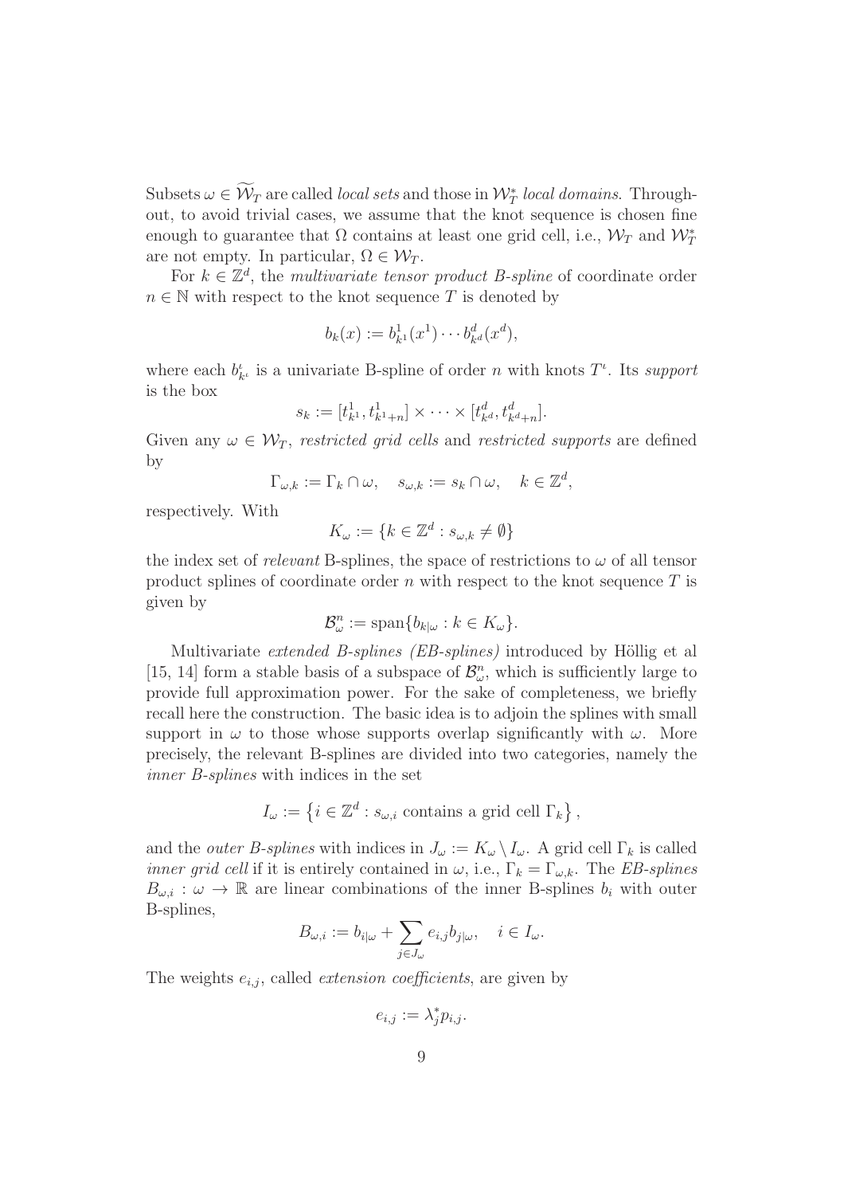Subsets $\omega \in \widetilde{\mathcal{W}}_T$ are called *local sets* and those in $\mathcal{W}_T^*$ *local domains*. Throughout, to avoid trivial cases, we assume that the knot sequence is chosen fine enough to guarantee that $\Omega$ contains at least one grid cell, i.e., $\mathcal{W}_T$ and $\mathcal{W}_T^*$ are not empty. In particular, $\Omega \in \mathcal{W}_T$.

For $k \in \mathbb{Z}^d$, the *multivariate tensor product B-spline* of coordinate order $n \in \mathbb{N}$ with respect to the knot sequence $T$ is denoted by

$$b_k(x) := b^1_{k^1}(x^1) \cdots b^d_{k^d}(x^d),$$

where each $b^\iota_{k^\iota}$ is a univariate B-spline of order $n$ with knots $T^\iota$. Its *support* is the box

$$s_k := [t^1_{k^1}, t^1_{k^1+n}] \times \cdots \times [t^d_{k^d}, t^d_{k^d+n}].$$

Given any $\omega \in \mathcal{W}_T$, *restricted grid cells* and *restricted supports* are defined by

$$\Gamma_{\omega,k} := \Gamma_k \cap \omega, \quad s_{\omega,k} := s_k \cap \omega, \quad k \in \mathbb{Z}^d,$$

respectively. With

$$K_\omega := \{k \in \mathbb{Z}^d : s_{\omega,k} \neq \emptyset\}$$

the index set of *relevant* B-splines, the space of restrictions to $\omega$ of all tensor product splines of coordinate order $n$ with respect to the knot sequence $T$ is given by

$$\mathcal{B}^n_\omega := \operatorname{span}\{b_{k|\omega} : k \in K_\omega\}.$$

Multivariate *extended B-splines (EB-splines)* introduced by Höllig et al [15, 14] form a stable basis of a subspace of $\mathcal{B}^n_\omega$, which is sufficiently large to provide full approximation power. For the sake of completeness, we briefly recall here the construction. The basic idea is to adjoin the splines with small support in $\omega$ to those whose supports overlap significantly with $\omega$. More precisely, the relevant B-splines are divided into two categories, namely the *inner B-splines* with indices in the set

$$I_\omega := \left\{ i \in \mathbb{Z}^d : s_{\omega,i} \text{ contains a grid cell } \Gamma_k \right\},$$

and the *outer B-splines* with indices in $J_\omega := K_\omega \setminus I_\omega$. A grid cell $\Gamma_k$ is called *inner grid cell* if it is entirely contained in $\omega$, i.e., $\Gamma_k = \Gamma_{\omega,k}$. The *EB-splines* $B_{\omega,i} : \omega \to \mathbb{R}$ are linear combinations of the inner B-splines $b_i$ with outer B-splines,

$$B_{\omega,i} := b_{i|\omega} + \sum_{j \in J_\omega} e_{i,j} b_{j|\omega}, \quad i \in I_\omega.$$

The weights $e_{i,j}$, called *extension coefficients*, are given by

$$e_{i,j} := \lambda^*_j p_{i,j}.$$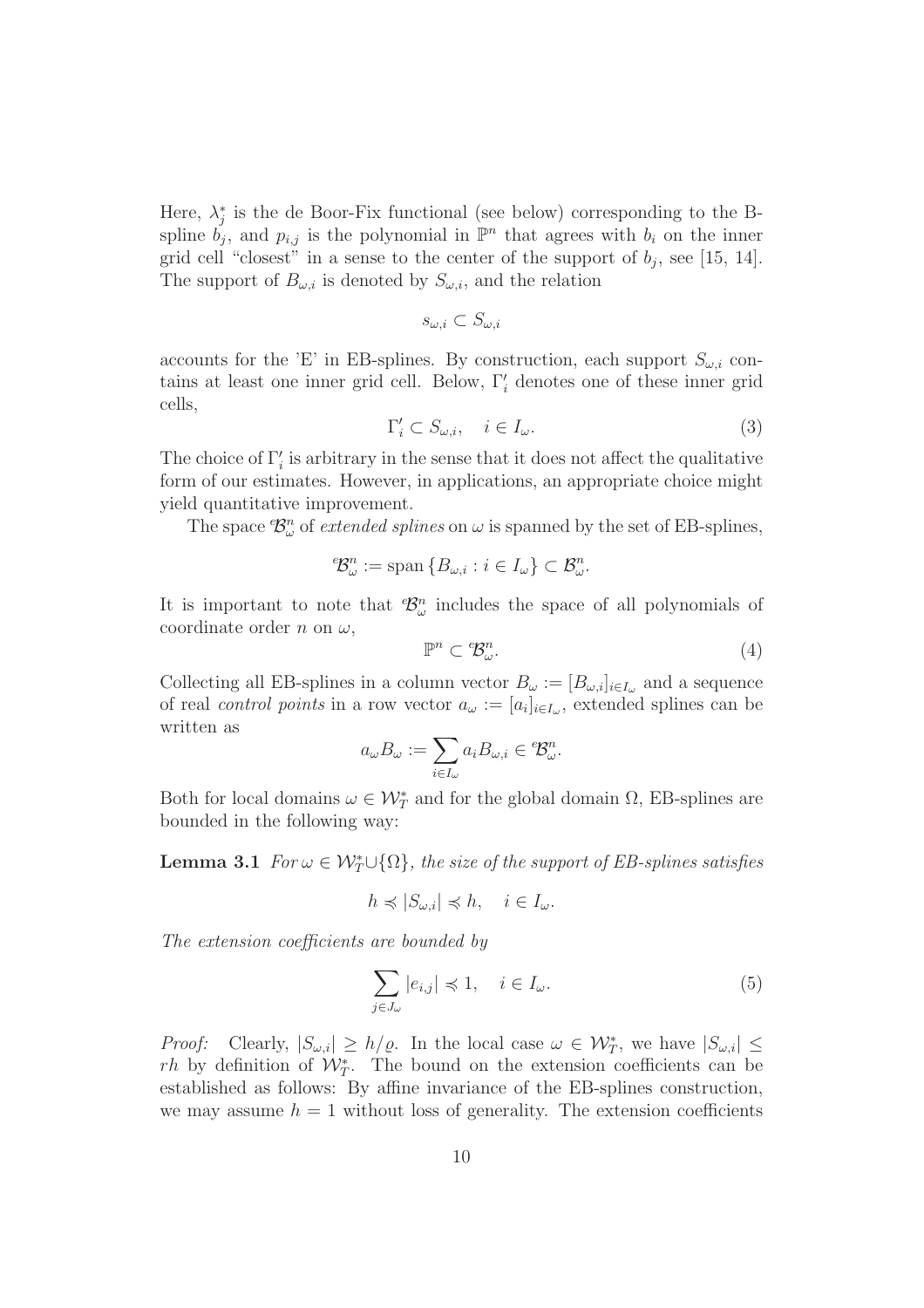Here, $\lambda_j^*$ is the de Boor-Fix functional (see below) corresponding to the B-spline $b_j$, and $p_{i,j}$ is the polynomial in $\mathbb{P}^n$ that agrees with $b_i$ on the inner grid cell "closest" in a sense to the center of the support of $b_j$, see [15, 14]. The support of $B_{\omega,i}$ is denoted by $S_{\omega,i}$, and the relation

$$s_{\omega,i} \subset S_{\omega,i}$$

accounts for the 'E' in EB-splines. By construction, each support $S_{\omega,i}$ contains at least one inner grid cell. Below, $\Gamma_i'$ denotes one of these inner grid cells,

$$\Gamma_i' \subset S_{\omega,i}, \quad i \in I_\omega. \tag{3}$$

The choice of $\Gamma_i'$ is arbitrary in the sense that it does not affect the qualitative form of our estimates. However, in applications, an appropriate choice might yield quantitative improvement.

The space ${}^e\!\mathcal{B}_\omega^n$ of *extended splines* on $\omega$ is spanned by the set of EB-splines,

$${}^e\!\mathcal{B}_\omega^n := \operatorname{span}\{B_{\omega,i} : i \in I_\omega\} \subset \mathcal{B}_\omega^n.$$

It is important to note that ${}^e\!\mathcal{B}_\omega^n$ includes the space of all polynomials of coordinate order $n$ on $\omega$,

$$\mathbb{P}^n \subset {}^e\!\mathcal{B}_\omega^n. \tag{4}$$

Collecting all EB-splines in a column vector $B_\omega := [B_{\omega,i}]_{i \in I_\omega}$ and a sequence of real *control points* in a row vector $a_\omega := [a_i]_{i \in I_\omega}$, extended splines can be written as

$$a_\omega B_\omega := \sum_{i \in I_\omega} a_i B_{\omega,i} \in {}^e\!\mathcal{B}_\omega^n.$$

Both for local domains $\omega \in \mathcal{W}_T^*$ and for the global domain $\Omega$, EB-splines are bounded in the following way:

**Lemma 3.1** *For $\omega \in \mathcal{W}_T^* \cup \{\Omega\}$, the size of the support of EB-splines satisfies*

$$h \preccurlyeq |S_{\omega,i}| \preccurlyeq h, \quad i \in I_\omega.$$

*The extension coefficients are bounded by*

$$\sum_{j \in J_\omega} |e_{i,j}| \preccurlyeq 1, \quad i \in I_\omega. \tag{5}$$

*Proof:* Clearly, $|S_{\omega,i}| \geq h/\varrho$. In the local case $\omega \in \mathcal{W}_T^*$, we have $|S_{\omega,i}| \leq rh$ by definition of $\mathcal{W}_T^*$. The bound on the extension coefficients can be established as follows: By affine invariance of the EB-splines construction, we may assume $h = 1$ without loss of generality. The extension coefficients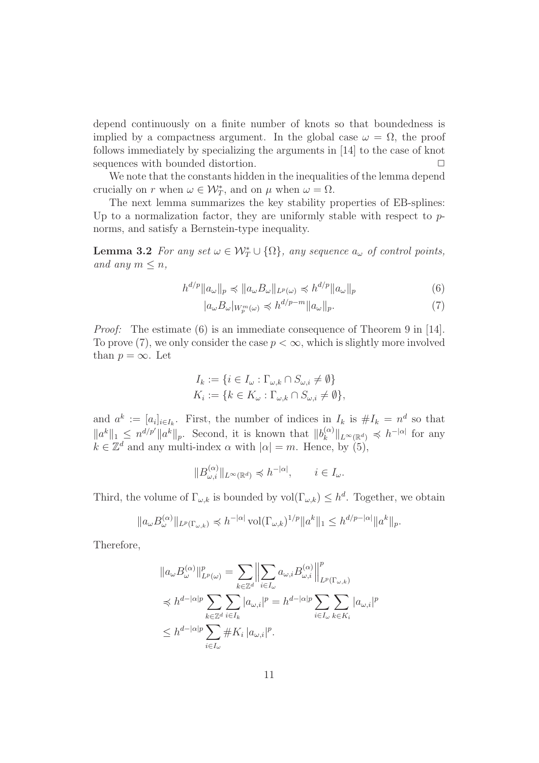depend continuously on a finite number of knots so that boundedness is implied by a compactness argument. In the global case $\omega = \Omega$, the proof follows immediately by specializing the arguments in [14] to the case of knot sequences with bounded distortion. $\square$

We note that the constants hidden in the inequalities of the lemma depend crucially on $r$ when $\omega \in \mathcal{W}_T^*$, and on $\mu$ when $\omega = \Omega$.

The next lemma summarizes the key stability properties of EB-splines: Up to a normalization factor, they are uniformly stable with respect to $p$-norms, and satisfy a Bernstein-type inequality.

**Lemma 3.2** *For any set $\omega \in \mathcal{W}_T^* \cup \{\Omega\}$, any sequence $a_\omega$ of control points, and any $m \leq n$,*

$$h^{d/p}\|a_\omega\|_p \preccurlyeq \|a_\omega B_\omega\|_{L^p(\omega)} \preccurlyeq h^{d/p}\|a_\omega\|_p \tag{6}$$

$$|a_\omega B_\omega|_{W_p^m(\omega)} \preccurlyeq h^{d/p-m}\|a_\omega\|_p. \tag{7}$$

*Proof:* The estimate (6) is an immediate consequence of Theorem 9 in [14]. To prove (7), we only consider the case $p < \infty$, which is slightly more involved than $p = \infty$. Let

$$I_k := \{i \in I_\omega : \Gamma_{\omega,k} \cap S_{\omega,i} \neq \emptyset\}$$
$$K_i := \{k \in K_\omega : \Gamma_{\omega,k} \cap S_{\omega,i} \neq \emptyset\},$$

and $a^k := [a_i]_{i \in I_k}$. First, the number of indices in $I_k$ is $\#I_k = n^d$ so that $\|a^k\|_1 \leq n^{d/p'}\|a^k\|_p$. Second, it is known that $\|b_k^{(\alpha)}\|_{L^\infty(\mathbb{R}^d)} \preccurlyeq h^{-|\alpha|}$ for any $k \in \mathbb{Z}^d$ and any multi-index $\alpha$ with $|\alpha| = m$. Hence, by (5),

$$\|B_{\omega,i}^{(\alpha)}\|_{L^\infty(\mathbb{R}^d)} \preccurlyeq h^{-|\alpha|}, \qquad i \in I_\omega.$$

Third, the volume of $\Gamma_{\omega,k}$ is bounded by $\mathrm{vol}(\Gamma_{\omega,k}) \leq h^d$. Together, we obtain

$$\|a_\omega B_\omega^{(\alpha)}\|_{L^p(\Gamma_{\omega,k})} \preccurlyeq h^{-|\alpha|}\,\mathrm{vol}(\Gamma_{\omega,k})^{1/p}\|a^k\|_1 \leq h^{d/p-|\alpha|}\|a^k\|_p.$$

Therefore,

$$\begin{aligned}
\|a_\omega B_\omega^{(\alpha)}\|_{L^p(\omega)}^p &= \sum_{k \in \mathbb{Z}^d} \Big\| \sum_{i \in I_\omega} a_{\omega,i} B_{\omega,i}^{(\alpha)} \Big\|_{L^p(\Gamma_{\omega,k})}^p \\
&\preccurlyeq h^{d-|\alpha|p} \sum_{k \in \mathbb{Z}^d} \sum_{i \in I_k} |a_{\omega,i}|^p = h^{d-|\alpha|p} \sum_{i \in I_\omega} \sum_{k \in K_i} |a_{\omega,i}|^p \\
&\leq h^{d-|\alpha|p} \sum_{i \in I_\omega} \#K_i\, |a_{\omega,i}|^p.
\end{aligned}$$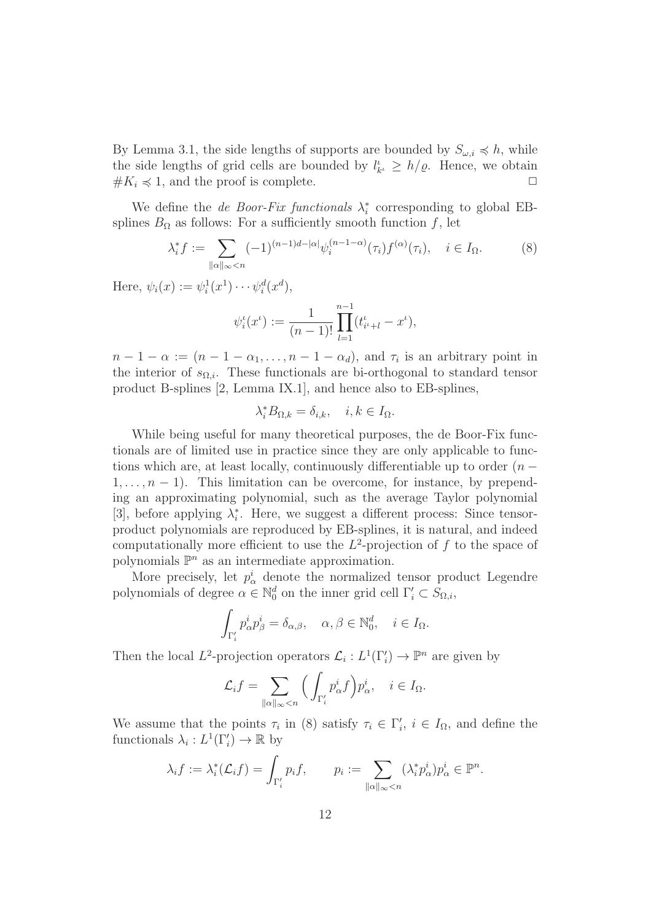By Lemma 3.1, the side lengths of supports are bounded by $S_{\omega,i} \preccurlyeq h$, while the side lengths of grid cells are bounded by $l^\iota_{k^\iota} \geq h/\varrho$. Hence, we obtain $\#K_i \preccurlyeq 1$, and the proof is complete. $\square$

We define the *de Boor-Fix functionals* $\lambda_i^*$ corresponding to global EB-splines $B_\Omega$ as follows: For a sufficiently smooth function $f$, let

$$\lambda_i^* f := \sum_{\|\alpha\|_\infty < n} (-1)^{(n-1)d-|\alpha|} \psi_i^{(n-1-\alpha)}(\tau_i) f^{(\alpha)}(\tau_i), \quad i \in I_\Omega. \tag{8}$$

Here, $\psi_i(x) := \psi_i^1(x^1) \cdots \psi_i^d(x^d)$,

$$\psi_i^\iota(x^\iota) := \frac{1}{(n-1)!} \prod_{l=1}^{n-1} (t^\iota_{i^\iota+l} - x^\iota),$$

$n - 1 - \alpha := (n-1-\alpha_1, \ldots, n-1-\alpha_d)$, and $\tau_i$ is an arbitrary point in the interior of $s_{\Omega,i}$. These functionals are bi-orthogonal to standard tensor product B-splines [2, Lemma IX.1], and hence also to EB-splines,

$$\lambda_i^* B_{\Omega,k} = \delta_{i,k}, \quad i, k \in I_\Omega.$$

While being useful for many theoretical purposes, the de Boor-Fix functionals are of limited use in practice since they are only applicable to functions which are, at least locally, continuously differentiable up to order $(n-1, \ldots, n-1)$. This limitation can be overcome, for instance, by prepending an approximating polynomial, such as the average Taylor polynomial [3], before applying $\lambda_i^*$. Here, we suggest a different process: Since tensor-product polynomials are reproduced by EB-splines, it is natural, and indeed computationally more efficient to use the $L^2$-projection of $f$ to the space of polynomials $\mathbb{P}^n$ as an intermediate approximation.

More precisely, let $p^i_\alpha$ denote the normalized tensor product Legendre polynomials of degree $\alpha \in \mathbb{N}_0^d$ on the inner grid cell $\Gamma_i' \subset S_{\Omega,i}$,

$$\int_{\Gamma_i'} p^i_\alpha p^i_\beta = \delta_{\alpha,\beta}, \quad \alpha, \beta \in \mathbb{N}_0^d, \quad i \in I_\Omega.$$

Then the local $L^2$-projection operators $\mathcal{L}_i : L^1(\Gamma_i') \to \mathbb{P}^n$ are given by

$$\mathcal{L}_i f = \sum_{\|\alpha\|_\infty < n} \Big( \int_{\Gamma_i'} p^i_\alpha f \Big) p^i_\alpha, \quad i \in I_\Omega.$$

We assume that the points $\tau_i$ in (8) satisfy $\tau_i \in \Gamma_i'$, $i \in I_\Omega$, and define the functionals $\lambda_i : L^1(\Gamma_i') \to \mathbb{R}$ by

$$\lambda_i f := \lambda_i^*(\mathcal{L}_i f) = \int_{\Gamma_i'} p_i f, \qquad p_i := \sum_{\|\alpha\|_\infty < n} (\lambda_i^* p^i_\alpha) p^i_\alpha \in \mathbb{P}^n.$$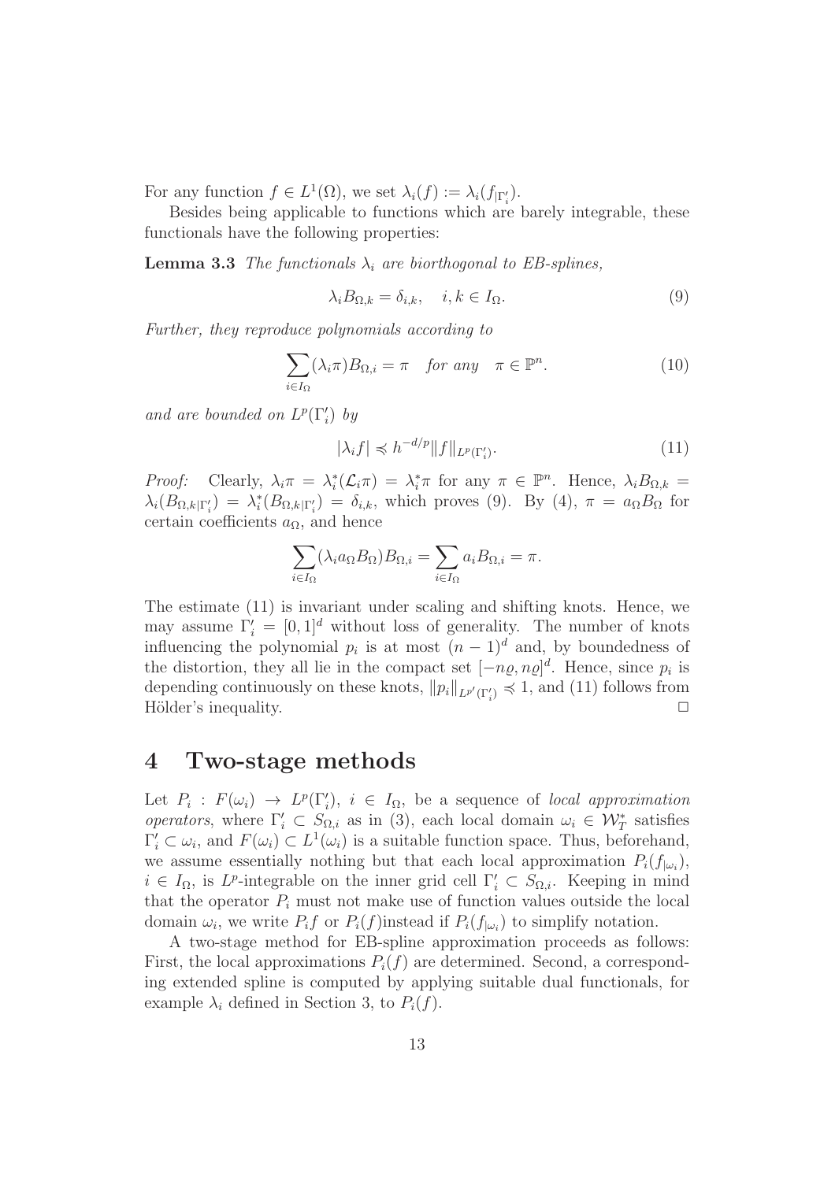For any function $f \in L^1(\Omega)$, we set $\lambda_i(f) := \lambda_i(f_{|\Gamma_i'})$.

Besides being applicable to functions which are barely integrable, these functionals have the following properties:

**Lemma 3.3** *The functionals $\lambda_i$ are biorthogonal to EB-splines,*

$$\lambda_i B_{\Omega,k} = \delta_{i,k}, \quad i,k \in I_\Omega. \tag{9}$$

*Further, they reproduce polynomials according to*

$$\sum_{i \in I_\Omega} (\lambda_i \pi) B_{\Omega,i} = \pi \quad \textit{for any} \quad \pi \in \mathbb{P}^n. \tag{10}$$

*and are bounded on $L^p(\Gamma_i')$ by*

$$|\lambda_i f| \preccurlyeq h^{-d/p} \|f\|_{L^p(\Gamma_i')}. \tag{11}$$

*Proof:* Clearly, $\lambda_i \pi = \lambda_i^*(\mathcal{L}_i \pi) = \lambda_i^* \pi$ for any $\pi \in \mathbb{P}^n$. Hence, $\lambda_i B_{\Omega,k} = \lambda_i(B_{\Omega,k|\Gamma_i'}) = \lambda_i^*(B_{\Omega,k|\Gamma_i'}) = \delta_{i,k}$, which proves (9). By (4), $\pi = a_\Omega B_\Omega$ for certain coefficients $a_\Omega$, and hence

$$\sum_{i \in I_\Omega} (\lambda_i a_\Omega B_\Omega) B_{\Omega,i} = \sum_{i \in I_\Omega} a_i B_{\Omega,i} = \pi.$$

The estimate (11) is invariant under scaling and shifting knots. Hence, we may assume $\Gamma_i' = [0,1]^d$ without loss of generality. The number of knots influencing the polynomial $p_i$ is at most $(n-1)^d$ and, by boundedness of the distortion, they all lie in the compact set $[-n\varrho, n\varrho]^d$. Hence, since $p_i$ is depending continuously on these knots, $\|p_i\|_{L^{p'}(\Gamma_i')} \preccurlyeq 1$, and (11) follows from Hölder's inequality. $\square$

# 4 Two-stage methods

Let $P_i : F(\omega_i) \to L^p(\Gamma_i')$, $i \in I_\Omega$, be a sequence of *local approximation operators*, where $\Gamma_i' \subset S_{\Omega,i}$ as in (3), each local domain $\omega_i \in \mathcal{W}_T^*$ satisfies $\Gamma_i' \subset \omega_i$, and $F(\omega_i) \subset L^1(\omega_i)$ is a suitable function space. Thus, beforehand, we assume essentially nothing but that each local approximation $P_i(f_{|\omega_i})$, $i \in I_\Omega$, is $L^p$-integrable on the inner grid cell $\Gamma_i' \subset S_{\Omega,i}$. Keeping in mind that the operator $P_i$ must not make use of function values outside the local domain $\omega_i$, we write $P_i f$ or $P_i(f)$instead if $P_i(f_{|\omega_i})$ to simplify notation.

A two-stage method for EB-spline approximation proceeds as follows: First, the local approximations $P_i(f)$ are determined. Second, a corresponding extended spline is computed by applying suitable dual functionals, for example $\lambda_i$ defined in Section 3, to $P_i(f)$.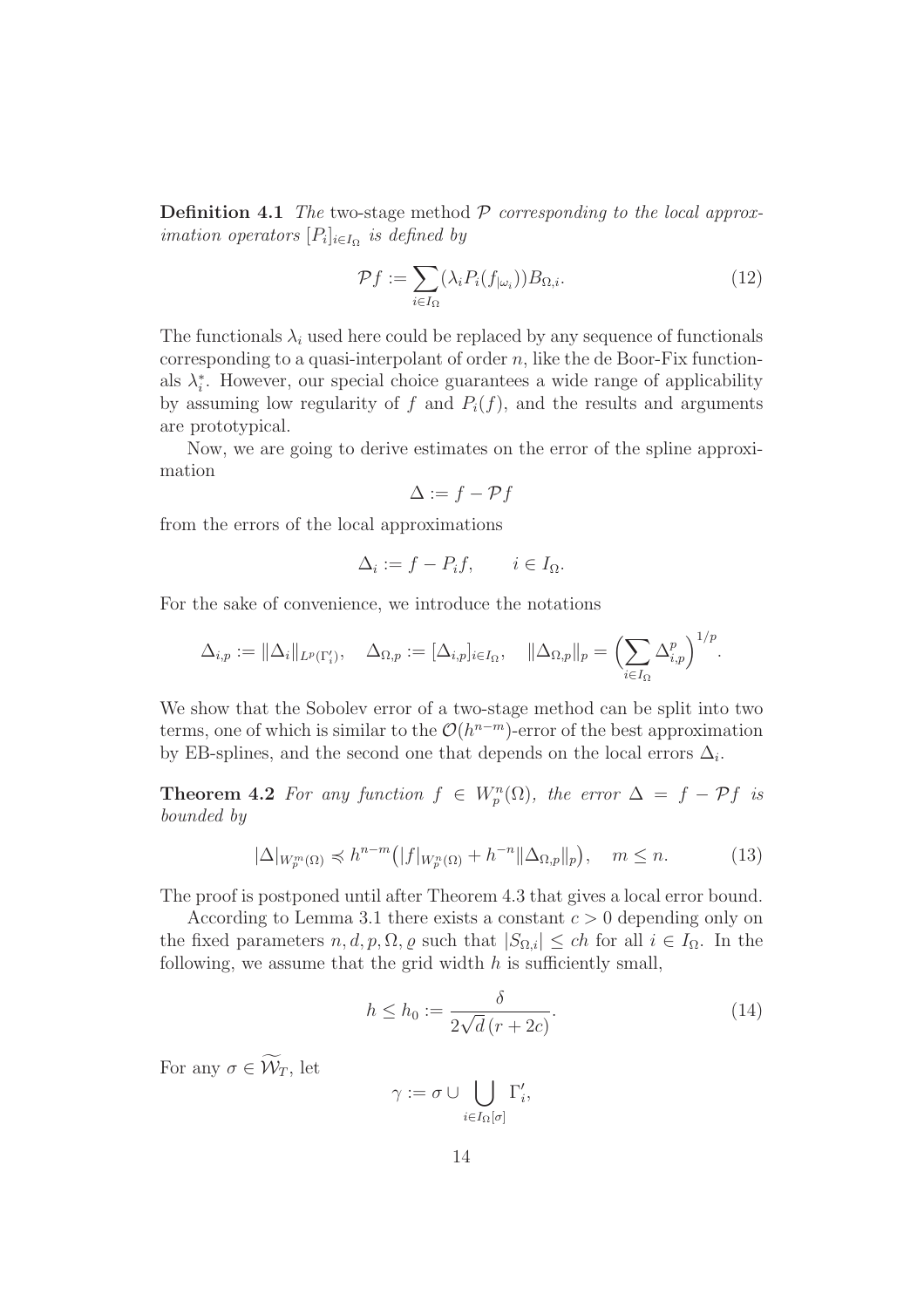**Definition 4.1** *The* two-stage method $\mathcal{P}$ *corresponding to the local approximation operators* $[P_i]_{i\in I_\Omega}$ *is defined by*

$$\mathcal{P}f := \sum_{i\in I_\Omega} (\lambda_i P_i(f_{|\omega_i}))B_{\Omega,i}. \tag{12}$$

The functionals $\lambda_i$ used here could be replaced by any sequence of functionals corresponding to a quasi-interpolant of order $n$, like the de Boor-Fix functionals $\lambda_i^*$. However, our special choice guarantees a wide range of applicability by assuming low regularity of $f$ and $P_i(f)$, and the results and arguments are prototypical.

Now, we are going to derive estimates on the error of the spline approximation

$$\Delta := f - \mathcal{P}f$$

from the errors of the local approximations

$$\Delta_i := f - P_i f, \qquad i \in I_\Omega.$$

For the sake of convenience, we introduce the notations

$$\Delta_{i,p} := \|\Delta_i\|_{L^p(\Gamma_i')}, \quad \Delta_{\Omega,p} := [\Delta_{i,p}]_{i\in I_\Omega}, \quad \|\Delta_{\Omega,p}\|_p = \Big(\sum_{i\in I_\Omega} \Delta_{i,p}^p\Big)^{1/p}.$$

We show that the Sobolev error of a two-stage method can be split into two terms, one of which is similar to the $\mathcal{O}(h^{n-m})$-error of the best approximation by EB-splines, and the second one that depends on the local errors $\Delta_i$.

**Theorem 4.2** *For any function* $f \in W_p^n(\Omega)$*, the error* $\Delta = f - \mathcal{P}f$ *is bounded by*

$$|\Delta|_{W_p^m(\Omega)} \preccurlyeq h^{n-m}\big(|f|_{W_p^n(\Omega)} + h^{-n}\|\Delta_{\Omega,p}\|_p\big), \quad m \le n. \tag{13}$$

The proof is postponed until after Theorem 4.3 that gives a local error bound.

According to Lemma 3.1 there exists a constant $c > 0$ depending only on the fixed parameters $n, d, p, \Omega, \varrho$ such that $|S_{\Omega,i}| \le ch$ for all $i \in I_\Omega$. In the following, we assume that the grid width $h$ is sufficiently small,

$$h \le h_0 := \frac{\delta}{2\sqrt{d}\,(r + 2c)}. \tag{14}$$

For any $\sigma \in \widetilde{\mathcal{W}}_T$, let

$$\gamma := \sigma \cup \bigcup_{i\in I_\Omega[\sigma]} \Gamma_i',$$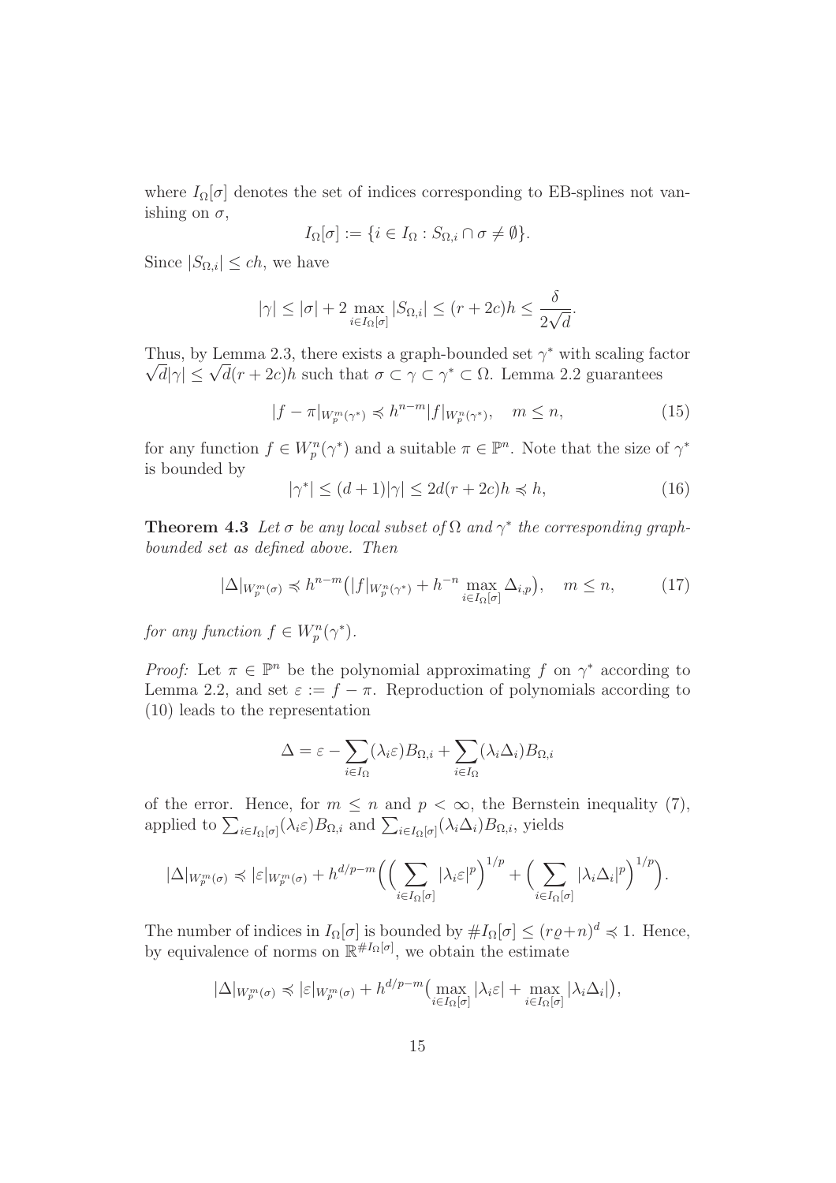where $I_\Omega[\sigma]$ denotes the set of indices corresponding to EB-splines not vanishing on $\sigma$,

$$I_\Omega[\sigma] := \{i \in I_\Omega : S_{\Omega,i} \cap \sigma \neq \emptyset\}.$$

Since $|S_{\Omega,i}| \leq ch$, we have

$$|\gamma| \leq |\sigma| + 2 \max_{i \in I_\Omega[\sigma]} |S_{\Omega,i}| \leq (r + 2c)h \leq \frac{\delta}{2\sqrt{d}}.$$

Thus, by Lemma 2.3, there exists a graph-bounded set $\gamma^*$ with scaling factor $\sqrt{d}|\gamma| \leq \sqrt{d}(r + 2c)h$ such that $\sigma \subset \gamma \subset \gamma^* \subset \Omega$. Lemma 2.2 guarantees

$$|f - \pi|_{W_p^m(\gamma^*)} \preccurlyeq h^{n-m} |f|_{W_p^n(\gamma^*)}, \quad m \leq n, \tag{15}$$

for any function $f \in W_p^n(\gamma^*)$ and a suitable $\pi \in \mathbb{P}^n$. Note that the size of $\gamma^*$ is bounded by

$$|\gamma^*| \leq (d+1)|\gamma| \leq 2d(r + 2c)h \preccurlyeq h, \tag{16}$$

**Theorem 4.3** *Let $\sigma$ be any local subset of $\Omega$ and $\gamma^*$ the corresponding graph-bounded set as defined above. Then*

$$|\Delta|_{W_p^m(\sigma)} \preccurlyeq h^{n-m}\big(|f|_{W_p^n(\gamma^*)} + h^{-n} \max_{i \in I_\Omega[\sigma]} \Delta_{i,p}\big), \quad m \leq n, \tag{17}$$

*for any function $f \in W_p^n(\gamma^*)$.*

*Proof:* Let $\pi \in \mathbb{P}^n$ be the polynomial approximating $f$ on $\gamma^*$ according to Lemma 2.2, and set $\varepsilon := f - \pi$. Reproduction of polynomials according to (10) leads to the representation

$$\Delta = \varepsilon - \sum_{i \in I_\Omega} (\lambda_i \varepsilon) B_{\Omega,i} + \sum_{i \in I_\Omega} (\lambda_i \Delta_i) B_{\Omega,i}$$

of the error. Hence, for $m \leq n$ and $p < \infty$, the Bernstein inequality (7), applied to $\sum_{i \in I_\Omega[\sigma]} (\lambda_i \varepsilon) B_{\Omega,i}$ and $\sum_{i \in I_\Omega[\sigma]} (\lambda_i \Delta_i) B_{\Omega,i}$, yields

$$|\Delta|_{W_p^m(\sigma)} \preccurlyeq |\varepsilon|_{W_p^m(\sigma)} + h^{d/p-m}\Big(\Big(\sum_{i \in I_\Omega[\sigma]} |\lambda_i \varepsilon|^p\Big)^{1/p} + \Big(\sum_{i \in I_\Omega[\sigma]} |\lambda_i \Delta_i|^p\Big)^{1/p}\Big).$$

The number of indices in $I_\Omega[\sigma]$ is bounded by $\# I_\Omega[\sigma] \leq (r\varrho + n)^d \preccurlyeq 1$. Hence, by equivalence of norms on $\mathbb{R}^{\# I_\Omega[\sigma]}$, we obtain the estimate

$$|\Delta|_{W_p^m(\sigma)} \preccurlyeq |\varepsilon|_{W_p^m(\sigma)} + h^{d/p-m}\big(\max_{i \in I_\Omega[\sigma]} |\lambda_i \varepsilon| + \max_{i \in I_\Omega[\sigma]} |\lambda_i \Delta_i|\big),$$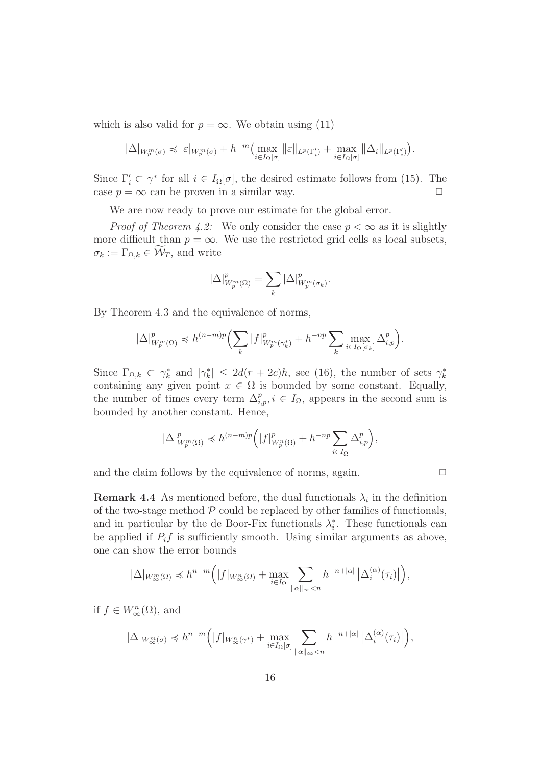which is also valid for $p = \infty$. We obtain using (11)

$$|\Delta|_{W_p^m(\sigma)} \preccurlyeq |\varepsilon|_{W_p^m(\sigma)} + h^{-m}\big(\max_{i\in I_\Omega[\sigma]} \|\varepsilon\|_{L^p(\Gamma_i')} + \max_{i\in I_\Omega[\sigma]} \|\Delta_i\|_{L^p(\Gamma_i')}\big).$$

Since $\Gamma_i' \subset \gamma^*$ for all $i \in I_\Omega[\sigma]$, the desired estimate follows from (15). The case $p = \infty$ can be proven in a similar way. $\square$

We are now ready to prove our estimate for the global error.

*Proof of Theorem 4.2:* We only consider the case $p < \infty$ as it is slightly more difficult than $p = \infty$. We use the restricted grid cells as local subsets, $\sigma_k := \Gamma_{\Omega,k} \in \widetilde{\mathcal{W}}_T$, and write

$$|\Delta|^p_{W_p^m(\Omega)} = \sum_k |\Delta|^p_{W_p^m(\sigma_k)}.$$

By Theorem 4.3 and the equivalence of norms,

$$|\Delta|^p_{W_p^m(\Omega)} \preccurlyeq h^{(n-m)p}\Big(\sum_k |f|^p_{W_p^m(\gamma_k^*)} + h^{-np}\sum_k \max_{i\in I_\Omega[\sigma_k]} \Delta^p_{i,p}\Big).$$

Since $\Gamma_{\Omega,k} \subset \gamma_k^*$ and $|\gamma_k^*| \le 2d(r+2c)h$, see (16), the number of sets $\gamma_k^*$ containing any given point $x \in \Omega$ is bounded by some constant. Equally, the number of times every term $\Delta^p_{i,p}, i \in I_\Omega$, appears in the second sum is bounded by another constant. Hence,

$$|\Delta|^p_{W_p^m(\Omega)} \preccurlyeq h^{(n-m)p}\Big(|f|^p_{W_p^n(\Omega)} + h^{-np}\sum_{i\in I_\Omega} \Delta^p_{i,p}\Big),$$

and the claim follows by the equivalence of norms, again. $\square$

**Remark 4.4** As mentioned before, the dual functionals $\lambda_i$ in the definition of the two-stage method $\mathcal{P}$ could be replaced by other families of functionals, and in particular by the de Boor-Fix functionals $\lambda_i^*$. These functionals can be applied if $P_i f$ is sufficiently smooth. Using similar arguments as above, one can show the error bounds

$$|\Delta|_{W_\infty^m(\Omega)} \preccurlyeq h^{n-m}\Big(|f|_{W_\infty^n(\Omega)} + \max_{i\in I_\Omega} \sum_{\|\alpha\|_\infty < n} h^{-n+|\alpha|}\,\big|\Delta_i^{(\alpha)}(\tau_i)\big|\Big),$$

if $f \in W_\infty^n(\Omega)$, and

$$|\Delta|_{W_\infty^m(\sigma)} \preccurlyeq h^{n-m}\Big(|f|_{W_\infty^n(\gamma^*)} + \max_{i\in I_\Omega[\sigma]} \sum_{\|\alpha\|_\infty < n} h^{-n+|\alpha|}\,\big|\Delta_i^{(\alpha)}(\tau_i)\big|\Big),$$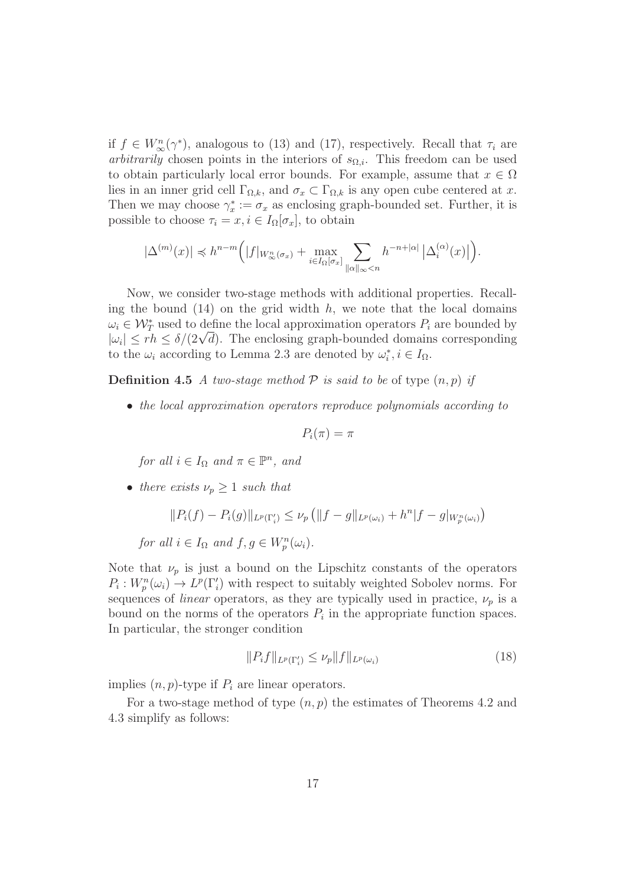if $f \in W^n_\infty(\gamma^*)$, analogous to (13) and (17), respectively. Recall that $\tau_i$ are *arbitrarily* chosen points in the interiors of $s_{\Omega,i}$. This freedom can be used to obtain particularly local error bounds. For example, assume that $x \in \Omega$ lies in an inner grid cell $\Gamma_{\Omega,k}$, and $\sigma_x \subset \Gamma_{\Omega,k}$ is any open cube centered at $x$. Then we may choose $\gamma^*_x := \sigma_x$ as enclosing graph-bounded set. Further, it is possible to choose $\tau_i = x, i \in I_\Omega[\sigma_x]$, to obtain

$$|\Delta^{(m)}(x)| \preccurlyeq h^{n-m}\Big(|f|_{W^n_\infty(\sigma_x)} + \max_{i \in I_\Omega[\sigma_x]} \sum_{\|\alpha\|_\infty < n} h^{-n+|\alpha|} \left|\Delta^{(\alpha)}_i(x)\right|\Big).$$

Now, we consider two-stage methods with additional properties. Recalling the bound (14) on the grid width $h$, we note that the local domains $\omega_i \in \mathcal{W}^*_T$ used to define the local approximation operators $P_i$ are bounded by $|\omega_i| \le rh \le \delta/(2\sqrt{d})$. The enclosing graph-bounded domains corresponding to the $\omega_i$ according to Lemma 2.3 are denoted by $\omega^*_i, i \in I_\Omega$.

**Definition 4.5** *A two-stage method $\mathcal{P}$ is said to be* of type $(n,p)$ *if*

- *the local approximation operators reproduce polynomials according to*

$$P_i(\pi) = \pi$$

*for all $i \in I_\Omega$ and $\pi \in \mathbb{P}^n$, and*

- *there exists $\nu_p \ge 1$ such that*

$$\|P_i(f) - P_i(g)\|_{L^p(\Gamma'_i)} \le \nu_p \left(\|f-g\|_{L^p(\omega_i)} + h^n |f-g|_{W^n_p(\omega_i)}\right)$$

*for all $i \in I_\Omega$ and $f, g \in W^n_p(\omega_i)$.*

Note that $\nu_p$ is just a bound on the Lipschitz constants of the operators $P_i : W^n_p(\omega_i) \to L^p(\Gamma'_i)$ with respect to suitably weighted Sobolev norms. For sequences of *linear* operators, as they are typically used in practice, $\nu_p$ is a bound on the norms of the operators $P_i$ in the appropriate function spaces. In particular, the stronger condition

$$\|P_i f\|_{L^p(\Gamma'_i)} \le \nu_p \|f\|_{L^p(\omega_i)} \tag{18}$$

implies $(n,p)$-type if $P_i$ are linear operators.

For a two-stage method of type $(n,p)$ the estimates of Theorems 4.2 and 4.3 simplify as follows: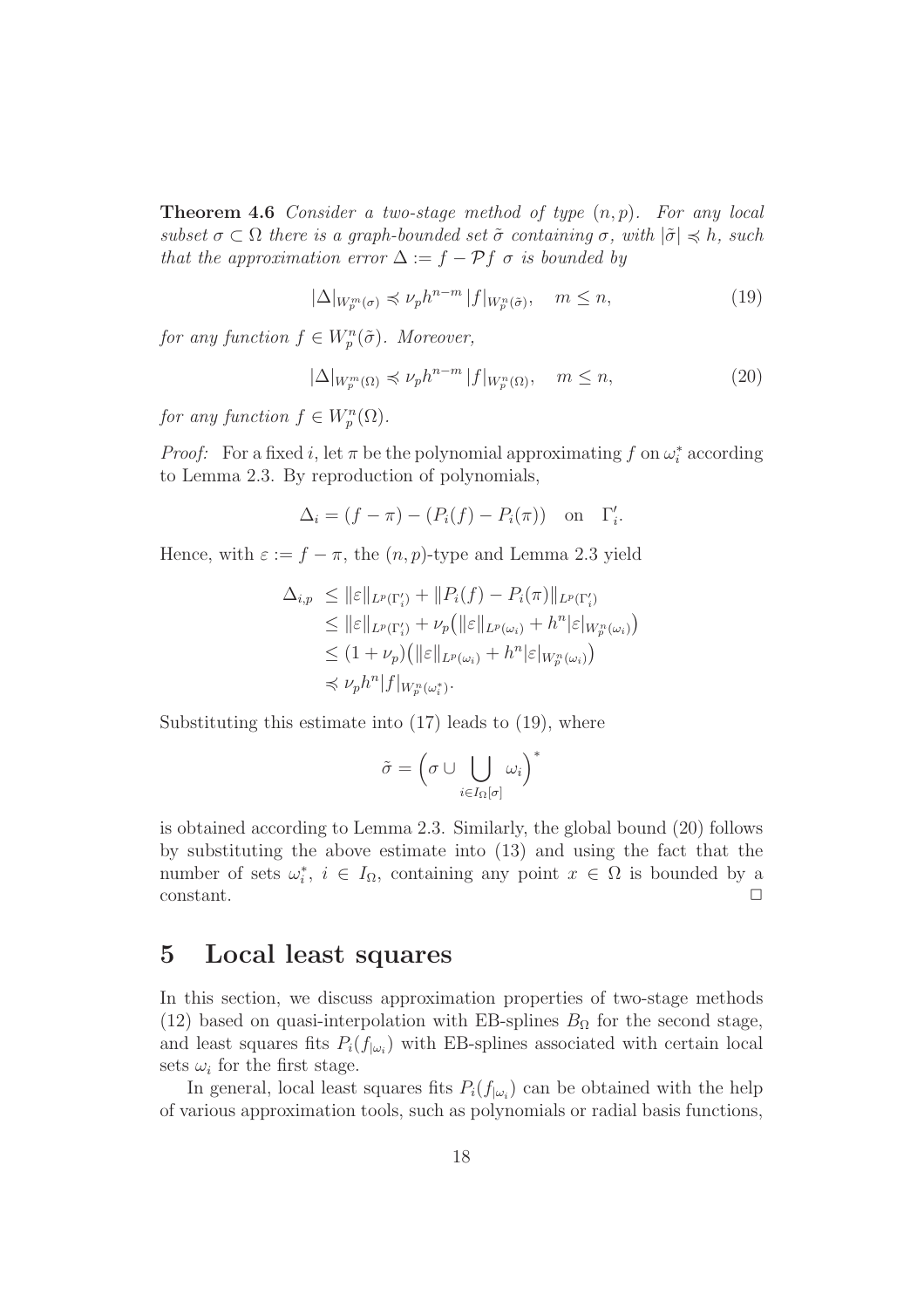**Theorem 4.6** *Consider a two-stage method of type $(n,p)$. For any local subset $\sigma \subset \Omega$ there is a graph-bounded set $\tilde{\sigma}$ containing $\sigma$, with $|\tilde{\sigma}| \preccurlyeq h$, such that the approximation error $\Delta := f - \mathcal{P}f\ \sigma$ is bounded by*

$$|\Delta|_{W_p^m(\sigma)} \preccurlyeq \nu_p h^{n-m} |f|_{W_p^n(\tilde{\sigma})}, \quad m \le n, \tag{19}$$

*for any function $f \in W_p^n(\tilde{\sigma})$. Moreover,*

$$|\Delta|_{W_p^m(\Omega)} \preccurlyeq \nu_p h^{n-m} |f|_{W_p^n(\Omega)}, \quad m \le n, \tag{20}$$

*for any function $f \in W_p^n(\Omega)$.*

*Proof:* For a fixed $i$, let $\pi$ be the polynomial approximating $f$ on $\omega_i^*$ according to Lemma 2.3. By reproduction of polynomials,

$$\Delta_i = (f - \pi) - (P_i(f) - P_i(\pi)) \quad \text{on} \quad \Gamma_i'.$$

Hence, with $\varepsilon := f - \pi$, the $(n,p)$-type and Lemma 2.3 yield

$$\begin{aligned}
\Delta_{i,p} &\le \|\varepsilon\|_{L^p(\Gamma_i')} + \|P_i(f) - P_i(\pi)\|_{L^p(\Gamma_i')} \\
&\le \|\varepsilon\|_{L^p(\Gamma_i')} + \nu_p\big(\|\varepsilon\|_{L^p(\omega_i)} + h^n|\varepsilon|_{W_p^n(\omega_i)}\big) \\
&\le (1+\nu_p)\big(\|\varepsilon\|_{L^p(\omega_i)} + h^n|\varepsilon|_{W_p^n(\omega_i)}\big) \\
&\preccurlyeq \nu_p h^n |f|_{W_p^n(\omega_i^*)}.
\end{aligned}$$

Substituting this estimate into (17) leads to (19), where

$$\tilde{\sigma} = \Big(\sigma \cup \bigcup_{i \in I_\Omega[\sigma]} \omega_i\Big)^*$$

is obtained according to Lemma 2.3. Similarly, the global bound (20) follows by substituting the above estimate into (13) and using the fact that the number of sets $\omega_i^*$, $i \in I_\Omega$, containing any point $x \in \Omega$ is bounded by a constant. □

# 5 Local least squares

In this section, we discuss approximation properties of two-stage methods (12) based on quasi-interpolation with EB-splines $B_\Omega$ for the second stage, and least squares fits $P_i(f_{|\omega_i})$ with EB-splines associated with certain local sets $\omega_i$ for the first stage.

In general, local least squares fits $P_i(f_{|\omega_i})$ can be obtained with the help of various approximation tools, such as polynomials or radial basis functions,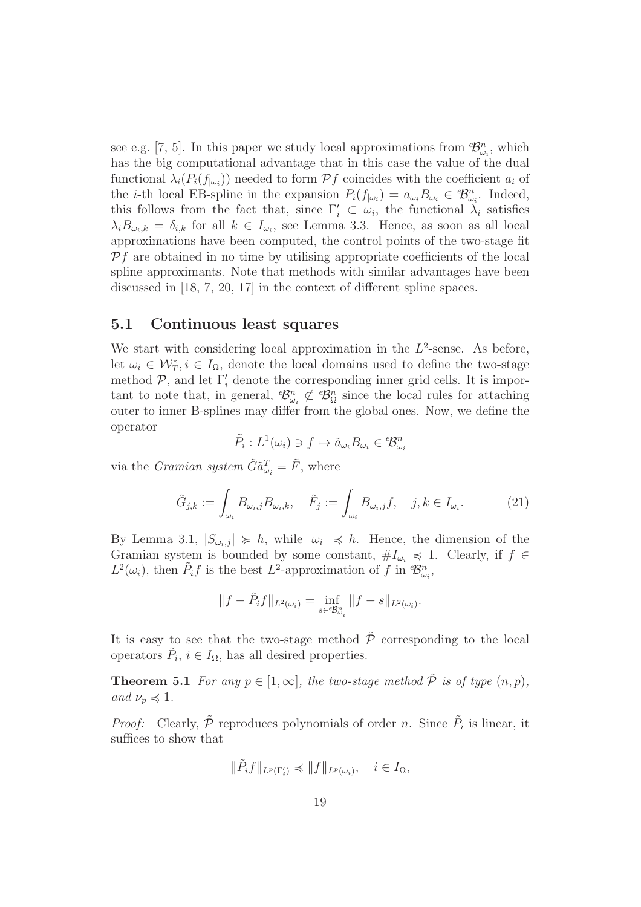see e.g. [7, 5]. In this paper we study local approximations from ${}^e\!\mathcal{B}^n_{\omega_i}$, which has the big computational advantage that in this case the value of the dual functional $\lambda_i(P_i(f_{|\omega_i}))$ needed to form $\mathcal{P}f$ coincides with the coefficient $a_i$ of the $i$-th local EB-spline in the expansion $P_i(f_{|\omega_i}) = a_{\omega_i} B_{\omega_i} \in {}^e\!\mathcal{B}^n_{\omega_i}$. Indeed, this follows from the fact that, since $\Gamma'_i \subset \omega_i$, the functional $\lambda_i$ satisfies $\lambda_i B_{\omega_i,k} = \delta_{i,k}$ for all $k \in I_{\omega_i}$, see Lemma 3.3. Hence, as soon as all local approximations have been computed, the control points of the two-stage fit $\mathcal{P}f$ are obtained in no time by utilising appropriate coefficients of the local spline approximants. Note that methods with similar advantages have been discussed in [18, 7, 20, 17] in the context of different spline spaces.

## 5.1 Continuous least squares

We start with considering local approximation in the $L^2$-sense. As before, let $\omega_i \in \mathcal{W}^*_T, i \in I_\Omega$, denote the local domains used to define the two-stage method $\mathcal{P}$, and let $\Gamma'_i$ denote the corresponding inner grid cells. It is important to note that, in general, ${}^e\!\mathcal{B}^n_{\omega_i} \not\subset {}^e\!\mathcal{B}^n_\Omega$ since the local rules for attaching outer to inner B-splines may differ from the global ones. Now, we define the operator

$$\tilde{P}_i : L^1(\omega_i) \ni f \mapsto \tilde{a}_{\omega_i} B_{\omega_i} \in {}^e\!\mathcal{B}^n_{\omega_i}$$

via the *Gramian system* $\tilde{G}\tilde{a}^T_{\omega_i} = \tilde{F}$, where

$$\tilde{G}_{j,k} := \int_{\omega_i} B_{\omega_i,j} B_{\omega_i,k}, \quad \tilde{F}_j := \int_{\omega_i} B_{\omega_i,j} f, \quad j,k \in I_{\omega_i}. \tag{21}$$

By Lemma 3.1, $|S_{\omega_i,j}| \succcurlyeq h$, while $|\omega_i| \preccurlyeq h$. Hence, the dimension of the Gramian system is bounded by some constant, $\# I_{\omega_i} \preccurlyeq 1$. Clearly, if $f \in L^2(\omega_i)$, then $\tilde{P}_i f$ is the best $L^2$-approximation of $f$ in ${}^e\!\mathcal{B}^n_{\omega_i}$,

$$\|f - \tilde{P}_i f\|_{L^2(\omega_i)} = \inf_{s \in {}^e\!\mathcal{B}^n_{\omega_i}} \|f - s\|_{L^2(\omega_i)}.$$

It is easy to see that the two-stage method $\tilde{\mathcal{P}}$ corresponding to the local operators $\tilde{P}_i$, $i \in I_\Omega$, has all desired properties.

**Theorem 5.1** *For any $p \in [1, \infty]$, the two-stage method $\tilde{\mathcal{P}}$ is of type $(n, p)$, and $\nu_p \preccurlyeq 1$.*

*Proof:* Clearly, $\tilde{\mathcal{P}}$ reproduces polynomials of order $n$. Since $\tilde{P}_i$ is linear, it suffices to show that

$$\|\tilde{P}_i f\|_{L^p(\Gamma'_i)} \preccurlyeq \|f\|_{L^p(\omega_i)}, \quad i \in I_\Omega,$$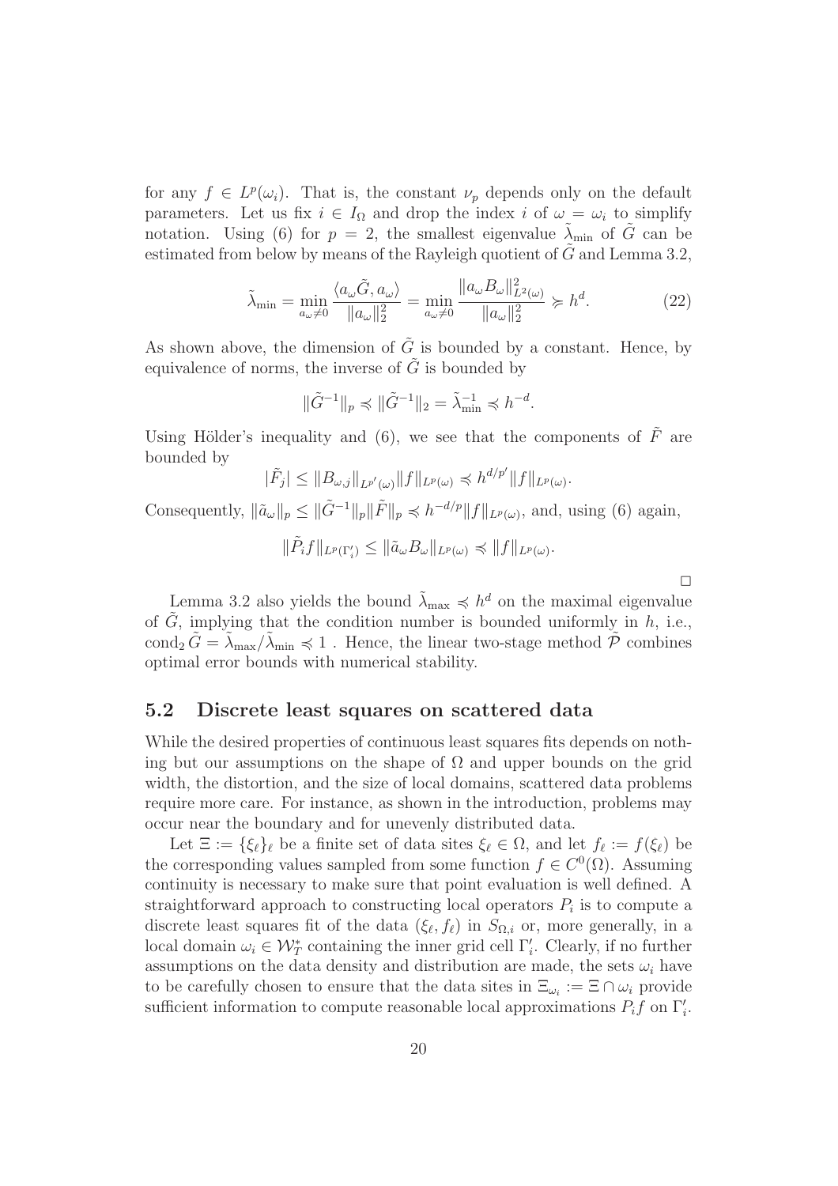for any $f \in L^p(\omega_i)$. That is, the constant $\nu_p$ depends only on the default parameters. Let us fix $i \in I_\Omega$ and drop the index $i$ of $\omega = \omega_i$ to simplify notation. Using (6) for $p = 2$, the smallest eigenvalue $\tilde{\lambda}_{\min}$ of $\tilde{G}$ can be estimated from below by means of the Rayleigh quotient of $\tilde{G}$ and Lemma 3.2,

$$\tilde{\lambda}_{\min} = \min_{a_\omega \neq 0} \frac{\langle a_\omega \tilde{G}, a_\omega \rangle}{\|a_\omega\|_2^2} = \min_{a_\omega \neq 0} \frac{\|a_\omega B_\omega\|_{L^2(\omega)}^2}{\|a_\omega\|_2^2} \succcurlyeq h^d. \tag{22}$$

As shown above, the dimension of $\tilde{G}$ is bounded by a constant. Hence, by equivalence of norms, the inverse of $\tilde{G}$ is bounded by

$$\|\tilde{G}^{-1}\|_p \preccurlyeq \|\tilde{G}^{-1}\|_2 = \tilde{\lambda}_{\min}^{-1} \preccurlyeq h^{-d}.$$

Using Hölder's inequality and (6), we see that the components of $\tilde{F}$ are bounded by

$$|\tilde{F}_j| \leq \|B_{\omega,j}\|_{L^{p'}(\omega)} \|f\|_{L^p(\omega)} \preccurlyeq h^{d/p'} \|f\|_{L^p(\omega)}.$$

Consequently, $\|\tilde{a}_\omega\|_p \leq \|\tilde{G}^{-1}\|_p \|\tilde{F}\|_p \preccurlyeq h^{-d/p} \|f\|_{L^p(\omega)}$, and, using (6) again,

$$\|\tilde{P}_i f\|_{L^p(\Gamma_i')} \leq \|\tilde{a}_\omega B_\omega\|_{L^p(\omega)} \preccurlyeq \|f\|_{L^p(\omega)}.$$

□

Lemma 3.2 also yields the bound $\tilde{\lambda}_{\max} \preccurlyeq h^d$ on the maximal eigenvalue of $\tilde{G}$, implying that the condition number is bounded uniformly in $h$, i.e., $\operatorname{cond}_2 \tilde{G} = \tilde{\lambda}_{\max}/\tilde{\lambda}_{\min} \preccurlyeq 1$ . Hence, the linear two-stage method $\tilde{\mathcal{P}}$ combines optimal error bounds with numerical stability.

## 5.2 Discrete least squares on scattered data

While the desired properties of continuous least squares fits depends on nothing but our assumptions on the shape of $\Omega$ and upper bounds on the grid width, the distortion, and the size of local domains, scattered data problems require more care. For instance, as shown in the introduction, problems may occur near the boundary and for unevenly distributed data.

Let $\Xi := \{\xi_\ell\}_\ell$ be a finite set of data sites $\xi_\ell \in \Omega$, and let $f_\ell := f(\xi_\ell)$ be the corresponding values sampled from some function $f \in C^0(\Omega)$. Assuming continuity is necessary to make sure that point evaluation is well defined. A straightforward approach to constructing local operators $P_i$ is to compute a discrete least squares fit of the data $(\xi_\ell, f_\ell)$ in $S_{\Omega,i}$ or, more generally, in a local domain $\omega_i \in \mathcal{W}_T^*$ containing the inner grid cell $\Gamma_i'$. Clearly, if no further assumptions on the data density and distribution are made, the sets $\omega_i$ have to be carefully chosen to ensure that the data sites in $\Xi_{\omega_i} := \Xi \cap \omega_i$ provide sufficient information to compute reasonable local approximations $P_i f$ on $\Gamma_i'$.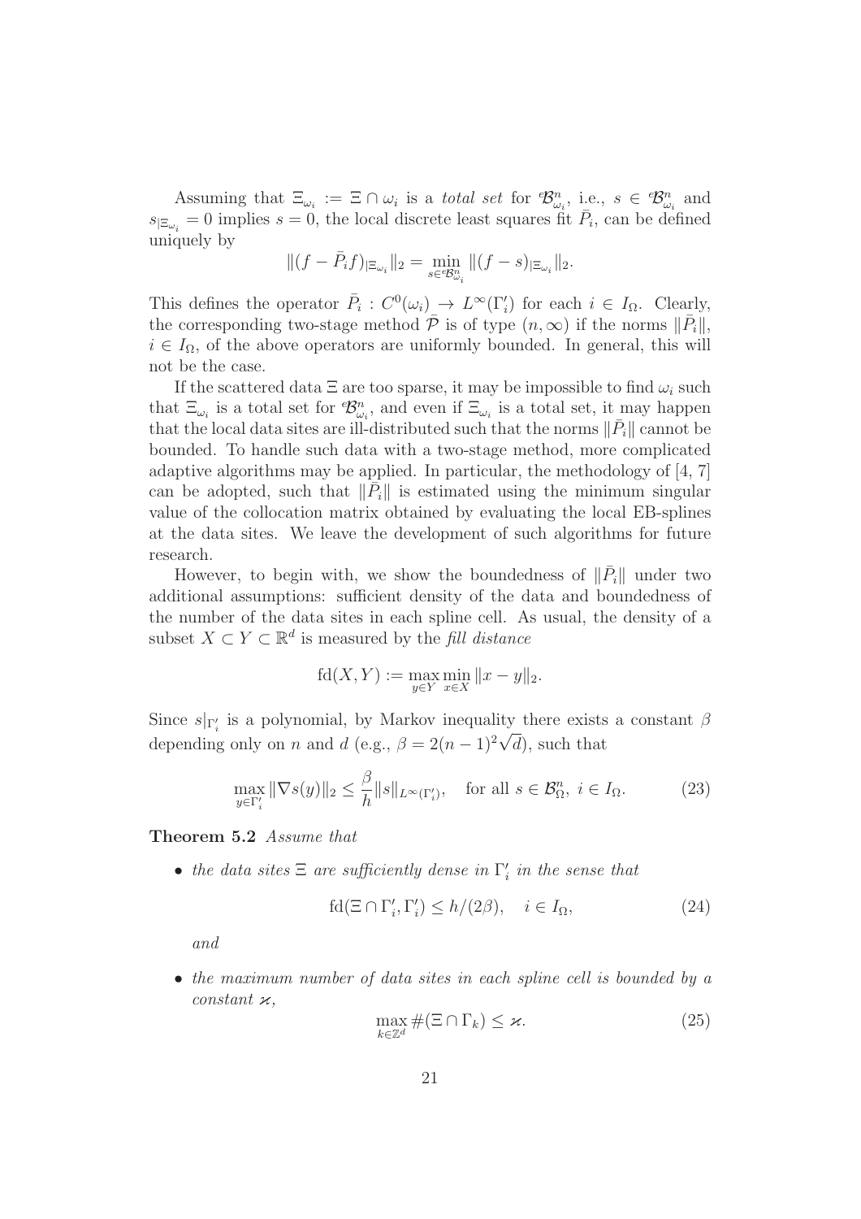Assuming that $\Xi_{\omega_i} := \Xi \cap \omega_i$ is a *total set* for ${}^e\!\mathcal{B}^n_{\omega_i}$, i.e., $s \in {}^e\!\mathcal{B}^n_{\omega_i}$ and $s_{|\Xi_{\omega_i}} = 0$ implies $s = 0$, the local discrete least squares fit $\bar{P}_i$, can be defined uniquely by

$$\|(f - \bar{P}_i f)_{|\Xi_{\omega_i}}\|_2 = \min_{s \in {}^e\!\mathcal{B}^n_{\omega_i}} \|(f - s)_{|\Xi_{\omega_i}}\|_2.$$

This defines the operator $\bar{P}_i : C^0(\omega_i) \to L^\infty(\Gamma'_i)$ for each $i \in I_\Omega$. Clearly, the corresponding two-stage method $\bar{\mathcal{P}}$ is of type $(n, \infty)$ if the norms $\|\bar{P}_i\|$, $i \in I_\Omega$, of the above operators are uniformly bounded. In general, this will not be the case.

If the scattered data $\Xi$ are too sparse, it may be impossible to find $\omega_i$ such that $\Xi_{\omega_i}$ is a total set for ${}^e\!\mathcal{B}^n_{\omega_i}$, and even if $\Xi_{\omega_i}$ is a total set, it may happen that the local data sites are ill-distributed such that the norms $\|\bar{P}_i\|$ cannot be bounded. To handle such data with a two-stage method, more complicated adaptive algorithms may be applied. In particular, the methodology of [4, 7] can be adopted, such that $\|\bar{P}_i\|$ is estimated using the minimum singular value of the collocation matrix obtained by evaluating the local EB-splines at the data sites. We leave the development of such algorithms for future research.

However, to begin with, we show the boundedness of $\|\bar{P}_i\|$ under two additional assumptions: sufficient density of the data and boundedness of the number of the data sites in each spline cell. As usual, the density of a subset $X \subset Y \subset \mathbb{R}^d$ is measured by the *fill distance*

$$\mathrm{fd}(X, Y) := \max_{y \in Y} \min_{x \in X} \|x - y\|_2.$$

Since $s|_{\Gamma'_i}$ is a polynomial, by Markov inequality there exists a constant $\beta$ depending only on $n$ and $d$ (e.g., $\beta = 2(n-1)^2\sqrt{d}$), such that

$$\max_{y \in \Gamma'_i} \|\nabla s(y)\|_2 \le \frac{\beta}{h} \|s\|_{L^\infty(\Gamma'_i)}, \quad \text{for all } s \in \mathcal{B}^n_\Omega,\ i \in I_\Omega. \tag{23}$$

**Theorem 5.2** *Assume that*

- *the data sites $\Xi$ are sufficiently dense in $\Gamma'_i$ in the sense that*

$$\mathrm{fd}(\Xi \cap \Gamma'_i, \Gamma'_i) \le h/(2\beta), \quad i \in I_\Omega, \tag{24}$$

*and*

- *the maximum number of data sites in each spline cell is bounded by a constant $\varkappa$,*

$$\max_{k \in \mathbb{Z}^d} \#(\Xi \cap \Gamma_k) \le \varkappa. \tag{25}$$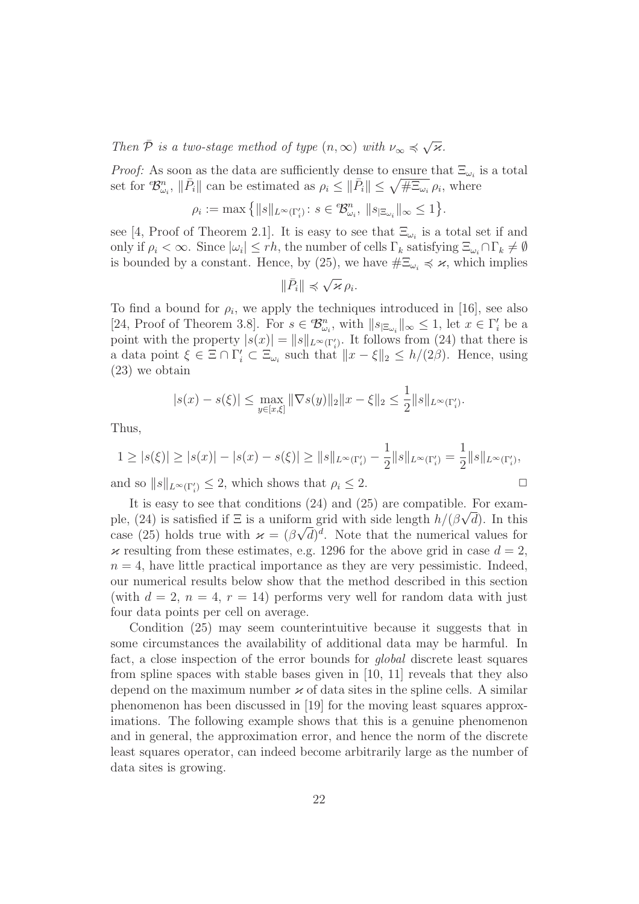*Then $\bar{\mathcal{P}}$ is a two-stage method of type $(n, \infty)$ with $\nu_\infty \preccurlyeq \sqrt{\varkappa}$.*

*Proof:* As soon as the data are sufficiently dense to ensure that $\Xi_{\omega_i}$ is a total set for ${}^e\!\mathcal{B}^n_{\omega_i}$, $\|\bar{P}_i\|$ can be estimated as $\rho_i \le \|\bar{P}_i\| \le \sqrt{\#\Xi_{\omega_i}}\,\rho_i$, where

$$\rho_i := \max\left\{\|s\|_{L^\infty(\Gamma_i')} \colon s \in {}^e\!\mathcal{B}^n_{\omega_i},\ \|s_{|\Xi_{\omega_i}}\|_\infty \le 1\right\}.$$

see [4, Proof of Theorem 2.1]. It is easy to see that $\Xi_{\omega_i}$ is a total set if and only if $\rho_i < \infty$. Since $|\omega_i| \le rh$, the number of cells $\Gamma_k$ satisfying $\Xi_{\omega_i} \cap \Gamma_k \ne \emptyset$ is bounded by a constant. Hence, by (25), we have $\#\Xi_{\omega_i} \preccurlyeq \varkappa$, which implies

$$\|\bar{P}_i\| \preccurlyeq \sqrt{\varkappa}\,\rho_i.$$

To find a bound for $\rho_i$, we apply the techniques introduced in [16], see also [24, Proof of Theorem 3.8]. For $s \in {}^e\!\mathcal{B}^n_{\omega_i}$, with $\|s_{|\Xi_{\omega_i}}\|_\infty \le 1$, let $x \in \Gamma_i'$ be a point with the property $|s(x)| = \|s\|_{L^\infty(\Gamma_i')}$. It follows from (24) that there is a data point $\xi \in \Xi \cap \Gamma_i' \subset \Xi_{\omega_i}$ such that $\|x - \xi\|_2 \le h/(2\beta)$. Hence, using (23) we obtain

$$|s(x) - s(\xi)| \le \max_{y \in [x,\xi]} \|\nabla s(y)\|_2 \|x - \xi\|_2 \le \frac{1}{2}\|s\|_{L^\infty(\Gamma_i')}.$$

Thus,

$$1 \ge |s(\xi)| \ge |s(x)| - |s(x) - s(\xi)| \ge \|s\|_{L^\infty(\Gamma_i')} - \frac{1}{2}\|s\|_{L^\infty(\Gamma_i')} = \frac{1}{2}\|s\|_{L^\infty(\Gamma_i')},$$

and so $\|s\|_{L^\infty(\Gamma_i')} \le 2$, which shows that $\rho_i \le 2$. □

It is easy to see that conditions (24) and (25) are compatible. For example, (24) is satisfied if $\Xi$ is a uniform grid with side length $h/(\beta\sqrt{d})$. In this case (25) holds true with $\varkappa = (\beta\sqrt{d})^d$. Note that the numerical values for $\varkappa$ resulting from these estimates, e.g. 1296 for the above grid in case $d = 2$, $n = 4$, have little practical importance as they are very pessimistic. Indeed, our numerical results below show that the method described in this section (with $d = 2$, $n = 4$, $r = 14$) performs very well for random data with just four data points per cell on average.

Condition (25) may seem counterintuitive because it suggests that in some circumstances the availability of additional data may be harmful. In fact, a close inspection of the error bounds for *global* discrete least squares from spline spaces with stable bases given in [10, 11] reveals that they also depend on the maximum number $\varkappa$ of data sites in the spline cells. A similar phenomenon has been discussed in [19] for the moving least squares approximations. The following example shows that this is a genuine phenomenon and in general, the approximation error, and hence the norm of the discrete least squares operator, can indeed become arbitrarily large as the number of data sites is growing.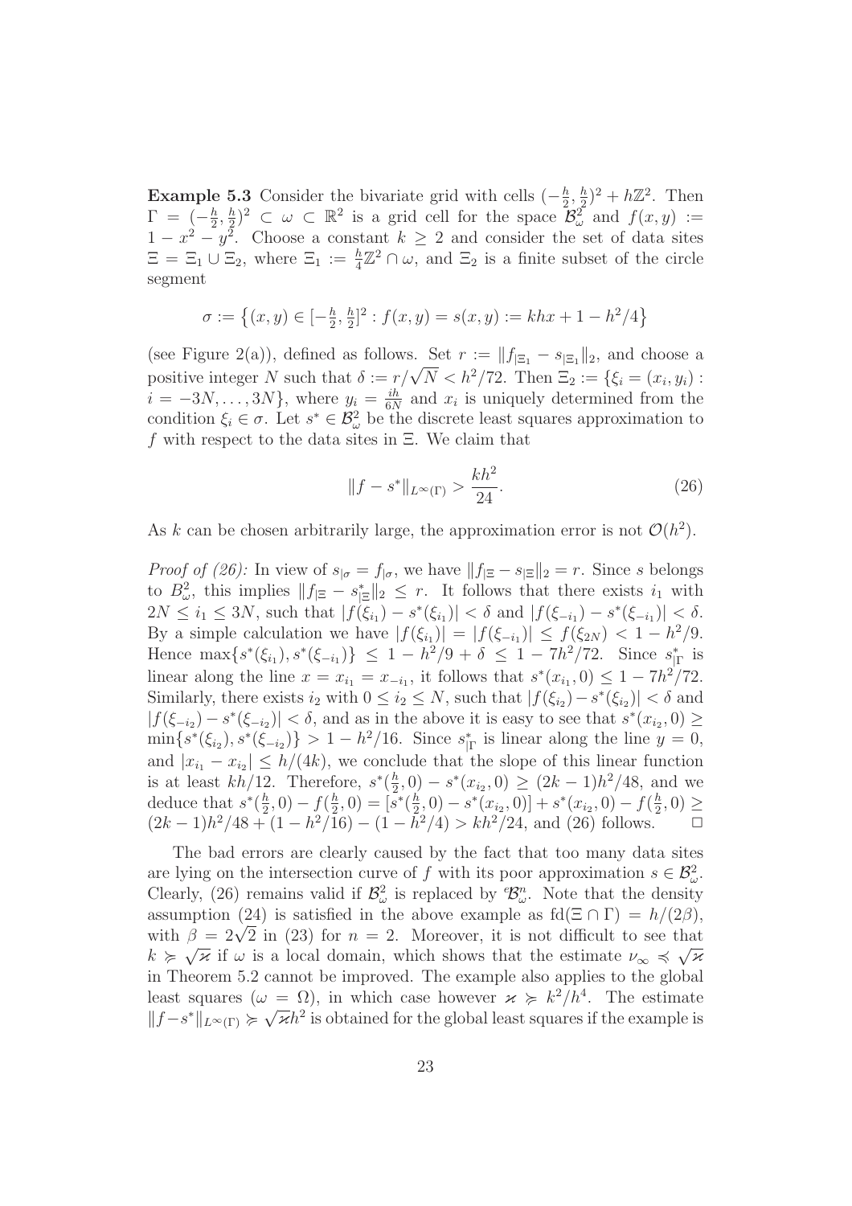**Example 5.3** Consider the bivariate grid with cells $(-\frac{h}{2},\frac{h}{2})^2 + h\mathbb{Z}^2$. Then $\Gamma = (-\frac{h}{2},\frac{h}{2})^2 \subset \omega \subset \mathbb{R}^2$ is a grid cell for the space $\mathcal{B}^2_\omega$ and $f(x,y) := 1 - x^2 - y^2$. Choose a constant $k \geq 2$ and consider the set of data sites $\Xi = \Xi_1 \cup \Xi_2$, where $\Xi_1 := \frac{h}{4}\mathbb{Z}^2 \cap \omega$, and $\Xi_2$ is a finite subset of the circle segment

$$\sigma := \left\{(x,y) \in [-\tfrac{h}{2},\tfrac{h}{2}]^2 : f(x,y) = s(x,y) := khx + 1 - h^2/4\right\}$$

(see Figure 2(a)), defined as follows. Set $r := \|f_{|\Xi_1} - s_{|\Xi_1}\|_2$, and choose a positive integer $N$ such that $\delta := r/\sqrt{N} < h^2/72$. Then $\Xi_2 := \{\xi_i = (x_i, y_i) : i = -3N, \dots, 3N\}$, where $y_i = \frac{ih}{6N}$ and $x_i$ is uniquely determined from the condition $\xi_i \in \sigma$. Let $s^* \in \mathcal{B}^2_\omega$ be the discrete least squares approximation to $f$ with respect to the data sites in $\Xi$. We claim that

$$\|f - s^*\|_{L^\infty(\Gamma)} > \frac{kh^2}{24}. \tag{26}$$

As $k$ can be chosen arbitrarily large, the approximation error is not $\mathcal{O}(h^2)$.

*Proof of (26):* In view of $s_{|\sigma} = f_{|\sigma}$, we have $\|f_{|\Xi} - s_{|\Xi}\|_2 = r$. Since $s$ belongs to $B^2_\omega$, this implies $\|f_{|\Xi} - s^*_{|\Xi}\|_2 \leq r$. It follows that there exists $i_1$ with $2N \leq i_1 \leq 3N$, such that $|f(\xi_{i_1}) - s^*(\xi_{i_1})| < \delta$ and $|f(\xi_{-i_1}) - s^*(\xi_{-i_1})| < \delta$. By a simple calculation we have $|f(\xi_{i_1})| = |f(\xi_{-i_1})| \leq f(\xi_{2N}) < 1 - h^2/9$. Hence $\max\{s^*(\xi_{i_1}), s^*(\xi_{-i_1})\} \leq 1 - h^2/9 + \delta \leq 1 - 7h^2/72$. Since $s^*_{|\Gamma}$ is linear along the line $x = x_{i_1} = x_{-i_1}$, it follows that $s^*(x_{i_1}, 0) \leq 1 - 7h^2/72$. Similarly, there exists $i_2$ with $0 \leq i_2 \leq N$, such that $|f(\xi_{i_2}) - s^*(\xi_{i_2})| < \delta$ and $|f(\xi_{-i_2}) - s^*(\xi_{-i_2})| < \delta$, and as in the above it is easy to see that $s^*(x_{i_2}, 0) \geq \min\{s^*(\xi_{i_2}), s^*(\xi_{-i_2})\} > 1 - h^2/16$. Since $s^*_{|\Gamma}$ is linear along the line $y = 0$, and $|x_{i_1} - x_{i_2}| \leq h/(4k)$, we conclude that the slope of this linear function is at least $kh/12$. Therefore, $s^*(\frac{h}{2}, 0) - s^*(x_{i_2}, 0) \geq (2k-1)h^2/48$, and we deduce that $s^*(\frac{h}{2}, 0) - f(\frac{h}{2}, 0) = [s^*(\frac{h}{2}, 0) - s^*(x_{i_2}, 0)] + s^*(x_{i_2}, 0) - f(\frac{h}{2}, 0) \geq (2k-1)h^2/48 + (1 - h^2/16) - (1 - h^2/4) > kh^2/24$, and (26) follows. $\square$

The bad errors are clearly caused by the fact that too many data sites are lying on the intersection curve of $f$ with its poor approximation $s \in \mathcal{B}^2_\omega$. Clearly, (26) remains valid if $\mathcal{B}^2_\omega$ is replaced by $\mathcal{B}^n_\omega$. Note that the density assumption (24) is satisfied in the above example as $\mathrm{fd}(\Xi \cap \Gamma) = h/(2\beta)$, with $\beta = 2\sqrt{2}$ in (23) for $n = 2$. Moreover, it is not difficult to see that $k \succcurlyeq \sqrt{\varkappa}$ if $\omega$ is a local domain, which shows that the estimate $\nu_\infty \preccurlyeq \sqrt{\varkappa}$ in Theorem 5.2 cannot be improved. The example also applies to the global least squares ($\omega = \Omega$), in which case however $\varkappa \succcurlyeq k^2/h^4$. The estimate $\|f - s^*\|_{L^\infty(\Gamma)} \succcurlyeq \sqrt{\varkappa}h^2$ is obtained for the global least squares if the example is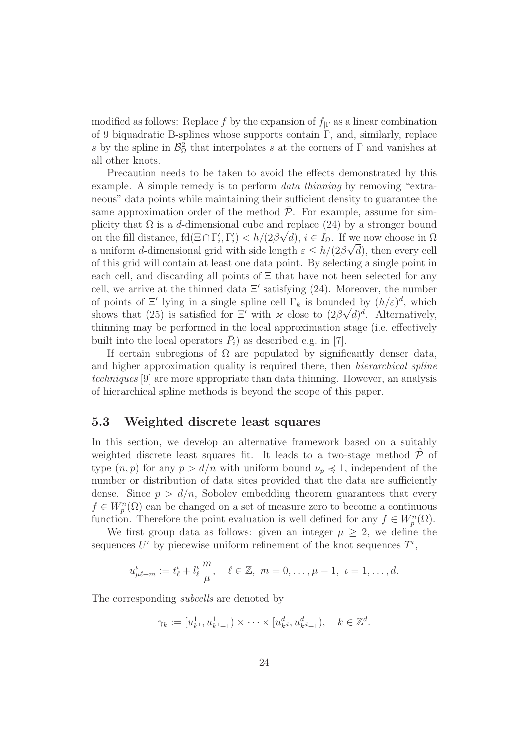modified as follows: Replace $f$ by the expansion of $f_{|\Gamma}$ as a linear combination of 9 biquadratic B-splines whose supports contain $\Gamma$, and, similarly, replace $s$ by the spline in $\mathcal{B}^2_\Omega$ that interpolates $s$ at the corners of $\Gamma$ and vanishes at all other knots.

Precaution needs to be taken to avoid the effects demonstrated by this example. A simple remedy is to perform *data thinning* by removing "extraneous" data points while maintaining their sufficient density to guarantee the same approximation order of the method $\bar{\mathcal{P}}$. For example, assume for simplicity that $\Omega$ is a $d$-dimensional cube and replace (24) by a stronger bound on the fill distance, $\mathrm{fd}(\Xi \cap \Gamma'_i, \Gamma'_i) < h/(2\beta\sqrt{d})$, $i \in I_\Omega$. If we now choose in $\Omega$ a uniform $d$-dimensional grid with side length $\varepsilon \le h/(2\beta\sqrt{d})$, then every cell of this grid will contain at least one data point. By selecting a single point in each cell, and discarding all points of $\Xi$ that have not been selected for any cell, we arrive at the thinned data $\Xi'$ satisfying (24). Moreover, the number of points of $\Xi'$ lying in a single spline cell $\Gamma_k$ is bounded by $(h/\varepsilon)^d$, which shows that (25) is satisfied for $\Xi'$ with $\varkappa$ close to $(2\beta\sqrt{d})^d$. Alternatively, thinning may be performed in the local approximation stage (i.e. effectively built into the local operators $\bar{P}_i$) as described e.g. in [7].

If certain subregions of $\Omega$ are populated by significantly denser data, and higher approximation quality is required there, then *hierarchical spline techniques* [9] are more appropriate than data thinning. However, an analysis of hierarchical spline methods is beyond the scope of this paper.

### 5.3 Weighted discrete least squares

In this section, we develop an alternative framework based on a suitably weighted discrete least squares fit. It leads to a two-stage method $\hat{\mathcal{P}}$ of type $(n, p)$ for any $p > d/n$ with uniform bound $\nu_p \preccurlyeq 1$, independent of the number or distribution of data sites provided that the data are sufficiently dense. Since $p > d/n$, Sobolev embedding theorem guarantees that every $f \in W^n_p(\Omega)$ can be changed on a set of measure zero to become a continuous function. Therefore the point evaluation is well defined for any $f \in W^n_p(\Omega)$.

We first group data as follows: given an integer $\mu \ge 2$, we define the sequences $U^\iota$ by piecewise uniform refinement of the knot sequences $T^\iota$,

$$u^\iota_{\mu\ell+m} := t^\iota_\ell + l^\iota_\ell \, \frac{m}{\mu}, \quad \ell \in \mathbb{Z},\ m = 0, \ldots, \mu - 1,\ \iota = 1, \ldots, d.$$

The corresponding *subcells* are denoted by

$$\gamma_k := [u^1_{k^1}, u^1_{k^1+1}) \times \cdots \times [u^d_{k^d}, u^d_{k^d+1}), \quad k \in \mathbb{Z}^d.$$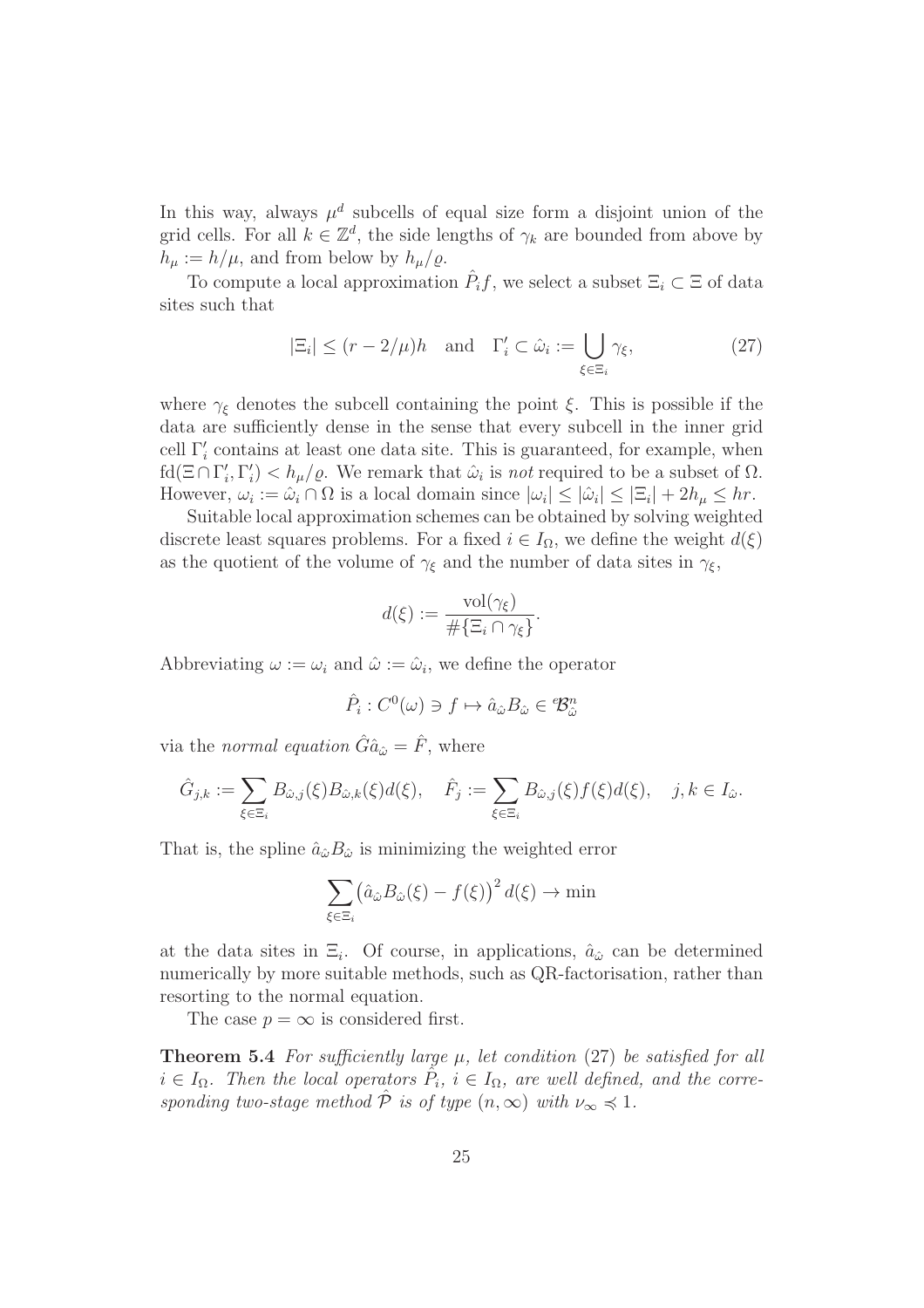In this way, always $\mu^d$ subcells of equal size form a disjoint union of the grid cells. For all $k \in \mathbb{Z}^d$, the side lengths of $\gamma_k$ are bounded from above by $h_\mu := h/\mu$, and from below by $h_\mu/\varrho$.

To compute a local approximation $\hat{P}_i f$, we select a subset $\Xi_i \subset \Xi$ of data sites such that

$$|\Xi_i| \leq (r - 2/\mu)h \quad \text{and} \quad \Gamma_i' \subset \hat{\omega}_i := \bigcup_{\xi \in \Xi_i} \gamma_\xi, \tag{27}$$

where $\gamma_\xi$ denotes the subcell containing the point $\xi$. This is possible if the data are sufficiently dense in the sense that every subcell in the inner grid cell $\Gamma_i'$ contains at least one data site. This is guaranteed, for example, when $\mathrm{fd}(\Xi \cap \Gamma_i', \Gamma_i') < h_\mu/\varrho$. We remark that $\hat{\omega}_i$ is *not* required to be a subset of $\Omega$. However, $\omega_i := \hat{\omega}_i \cap \Omega$ is a local domain since $|\omega_i| \leq |\hat{\omega}_i| \leq |\Xi_i| + 2h_\mu \leq hr$.

Suitable local approximation schemes can be obtained by solving weighted discrete least squares problems. For a fixed $i \in I_\Omega$, we define the weight $d(\xi)$ as the quotient of the volume of $\gamma_\xi$ and the number of data sites in $\gamma_\xi$,

$$d(\xi) := \frac{\mathrm{vol}(\gamma_\xi)}{\#\{\Xi_i \cap \gamma_\xi\}}.$$

Abbreviating $\omega := \omega_i$ and $\hat{\omega} := \hat{\omega}_i$, we define the operator

$$\hat{P}_i : C^0(\omega) \ni f \mapsto \hat{a}_{\hat{\omega}} B_{\hat{\omega}} \in {}^e\!\mathcal{B}^n_{\hat{\omega}}$$

via the *normal equation* $\hat{G}\hat{a}_{\hat{\omega}} = \hat{F}$, where

$$\hat{G}_{j,k} := \sum_{\xi \in \Xi_i} B_{\hat{\omega},j}(\xi) B_{\hat{\omega},k}(\xi) d(\xi), \quad \hat{F}_j := \sum_{\xi \in \Xi_i} B_{\hat{\omega},j}(\xi) f(\xi) d(\xi), \quad j,k \in I_{\hat{\omega}}.$$

That is, the spline $\hat{a}_{\hat{\omega}} B_{\hat{\omega}}$ is minimizing the weighted error

$$\sum_{\xi \in \Xi_i} \left(\hat{a}_{\hat{\omega}} B_{\hat{\omega}}(\xi) - f(\xi)\right)^2 d(\xi) \to \min$$

at the data sites in $\Xi_i$. Of course, in applications, $\hat{a}_{\hat{\omega}}$ can be determined numerically by more suitable methods, such as QR-factorisation, rather than resorting to the normal equation.

The case $p = \infty$ is considered first.

**Theorem 5.4** *For sufficiently large $\mu$, let condition* (27) *be satisfied for all $i \in I_\Omega$. Then the local operators $\hat{P}_i$, $i \in I_\Omega$, are well defined, and the corresponding two-stage method $\hat{\mathcal{P}}$ is of type $(n, \infty)$ with $\nu_\infty \preccurlyeq 1$.*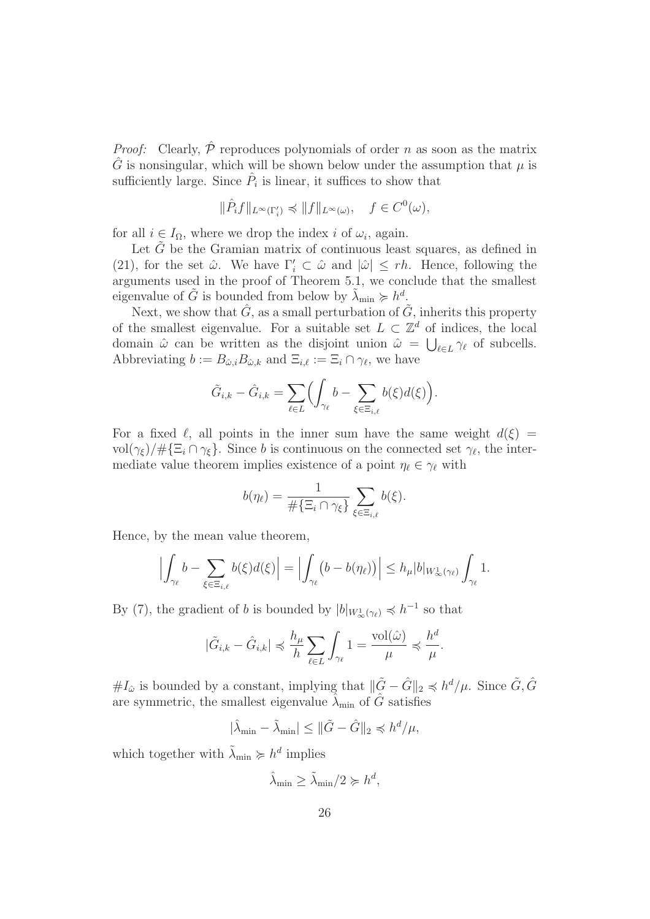*Proof:* Clearly, $\hat{\mathcal{P}}$ reproduces polynomials of order $n$ as soon as the matrix $\hat{G}$ is nonsingular, which will be shown below under the assumption that $\mu$ is sufficiently large. Since $\hat{P}_i$ is linear, it suffices to show that

$$\|\hat{P}_i f\|_{L^\infty(\Gamma_i')} \preccurlyeq \|f\|_{L^\infty(\omega)}, \quad f \in C^0(\omega),$$

for all $i \in I_\Omega$, where we drop the index $i$ of $\omega_i$, again.

Let $\tilde{G}$ be the Gramian matrix of continuous least squares, as defined in (21), for the set $\hat{\omega}$. We have $\Gamma_i' \subset \hat{\omega}$ and $|\hat{\omega}| \le rh$. Hence, following the arguments used in the proof of Theorem 5.1, we conclude that the smallest eigenvalue of $\tilde{G}$ is bounded from below by $\tilde{\lambda}_{\min} \succcurlyeq h^d$.

Next, we show that $\hat{G}$, as a small perturbation of $\tilde{G}$, inherits this property of the smallest eigenvalue. For a suitable set $L \subset \mathbb{Z}^d$ of indices, the local domain $\hat{\omega}$ can be written as the disjoint union $\hat{\omega} = \bigcup_{\ell \in L} \gamma_\ell$ of subcells. Abbreviating $b := B_{\hat{\omega},i} B_{\hat{\omega},k}$ and $\Xi_{i,\ell} := \Xi_i \cap \gamma_\ell$, we have

$$\tilde{G}_{i,k} - \hat{G}_{i,k} = \sum_{\ell \in L} \Big( \int_{\gamma_\ell} b - \sum_{\xi \in \Xi_{i,\ell}} b(\xi) d(\xi) \Big).$$

For a fixed $\ell$, all points in the inner sum have the same weight $d(\xi) = \mathrm{vol}(\gamma_\xi)/\#\{\Xi_i \cap \gamma_\xi\}$. Since $b$ is continuous on the connected set $\gamma_\ell$, the intermediate value theorem implies existence of a point $\eta_\ell \in \gamma_\ell$ with

$$b(\eta_\ell) = \frac{1}{\#\{\Xi_i \cap \gamma_\xi\}} \sum_{\xi \in \Xi_{i,\ell}} b(\xi).$$

Hence, by the mean value theorem,

$$\Big| \int_{\gamma_\ell} b - \sum_{\xi \in \Xi_{i,\ell}} b(\xi) d(\xi) \Big| = \Big| \int_{\gamma_\ell} \big( b - b(\eta_\ell) \big) \Big| \le h_\mu |b|_{W^1_\infty(\gamma_\ell)} \int_{\gamma_\ell} 1.$$

By (7), the gradient of $b$ is bounded by $|b|_{W^1_\infty(\gamma_\ell)} \preccurlyeq h^{-1}$ so that

$$|\tilde{G}_{i,k} - \hat{G}_{i,k}| \preccurlyeq \frac{h_\mu}{h} \sum_{\ell \in L} \int_{\gamma_\ell} 1 = \frac{\mathrm{vol}(\hat{\omega})}{\mu} \preccurlyeq \frac{h^d}{\mu}.$$

$\# I_{\hat{\omega}}$ is bounded by a constant, implying that $\|\tilde{G} - \hat{G}\|_2 \preccurlyeq h^d/\mu$. Since $\tilde{G}, \hat{G}$ are symmetric, the smallest eigenvalue $\hat{\lambda}_{\min}$ of $\hat{G}$ satisfies

$$|\hat{\lambda}_{\min} - \tilde{\lambda}_{\min}| \le \|\tilde{G} - \hat{G}\|_2 \preccurlyeq h^d/\mu,$$

which together with $\tilde{\lambda}_{\min} \succcurlyeq h^d$ implies

$$\hat{\lambda}_{\min} \ge \tilde{\lambda}_{\min}/2 \succcurlyeq h^d,$$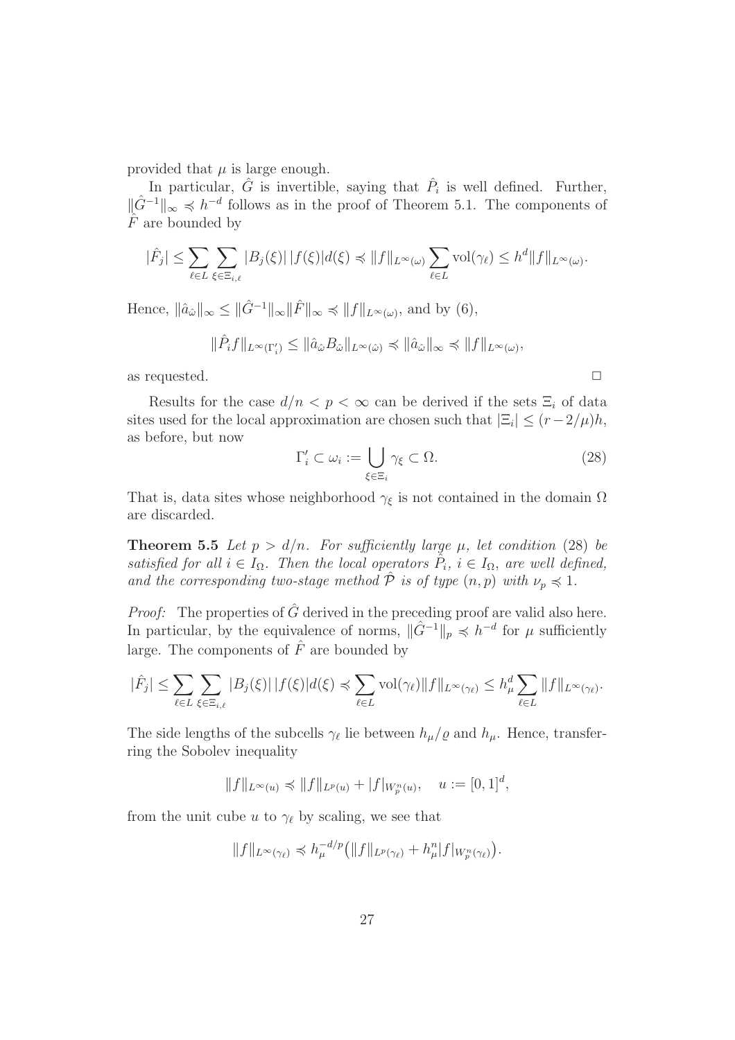provided that $\mu$ is large enough.

In particular, $\hat{G}$ is invertible, saying that $\hat{P}_i$ is well defined. Further, $\|\hat{G}^{-1}\|_\infty \preccurlyeq h^{-d}$ follows as in the proof of Theorem 5.1. The components of $\hat{F}$ are bounded by

$$|\hat{F}_j| \leq \sum_{\ell \in L} \sum_{\xi \in \Xi_{i,\ell}} |B_j(\xi)|\,|f(\xi)|d(\xi) \preccurlyeq \|f\|_{L^\infty(\omega)} \sum_{\ell \in L} \mathrm{vol}(\gamma_\ell) \leq h^d \|f\|_{L^\infty(\omega)}.$$

Hence, $\|\hat{a}_{\hat{\omega}}\|_\infty \leq \|\hat{G}^{-1}\|_\infty \|\hat{F}\|_\infty \preccurlyeq \|f\|_{L^\infty(\omega)}$, and by (6),

$$\|\hat{P}_i f\|_{L^\infty(\Gamma_i')} \leq \|\hat{a}_{\hat{\omega}} B_{\hat{\omega}}\|_{L^\infty(\hat{\omega})} \preccurlyeq \|\hat{a}_{\hat{\omega}}\|_\infty \preccurlyeq \|f\|_{L^\infty(\omega)},$$

as requested. $\square$

Results for the case $d/n < p < \infty$ can be derived if the sets $\Xi_i$ of data sites used for the local approximation are chosen such that $|\Xi_i| \leq (r - 2/\mu)h$, as before, but now

$$\Gamma_i' \subset \omega_i := \bigcup_{\xi \in \Xi_i} \gamma_\xi \subset \Omega. \tag{28}$$

That is, data sites whose neighborhood $\gamma_\xi$ is not contained in the domain $\Omega$ are discarded.

**Theorem 5.5** *Let $p > d/n$. For sufficiently large $\mu$, let condition* (28) *be satisfied for all $i \in I_\Omega$. Then the local operators $\hat{P}_i$, $i \in I_\Omega$, are well defined, and the corresponding two-stage method $\hat{\mathcal{P}}$ is of type $(n, p)$ with $\nu_p \preccurlyeq 1$.*

*Proof:* The properties of $\hat{G}$ derived in the preceding proof are valid also here. In particular, by the equivalence of norms, $\|\hat{G}^{-1}\|_p \preccurlyeq h^{-d}$ for $\mu$ sufficiently large. The components of $\hat{F}$ are bounded by

$$|\hat{F}_j| \leq \sum_{\ell \in L} \sum_{\xi \in \Xi_{i,\ell}} |B_j(\xi)|\,|f(\xi)|d(\xi) \preccurlyeq \sum_{\ell \in L} \mathrm{vol}(\gamma_\ell) \|f\|_{L^\infty(\gamma_\ell)} \leq h_\mu^d \sum_{\ell \in L} \|f\|_{L^\infty(\gamma_\ell)}.$$

The side lengths of the subcells $\gamma_\ell$ lie between $h_\mu/\varrho$ and $h_\mu$. Hence, transferring the Sobolev inequality

$$\|f\|_{L^\infty(u)} \preccurlyeq \|f\|_{L^p(u)} + |f|_{W_p^n(u)}, \quad u := [0,1]^d,$$

from the unit cube $u$ to $\gamma_\ell$ by scaling, we see that

$$\|f\|_{L^\infty(\gamma_\ell)} \preccurlyeq h_\mu^{-d/p}\big(\|f\|_{L^p(\gamma_\ell)} + h_\mu^n |f|_{W_p^n(\gamma_\ell)}\big).$$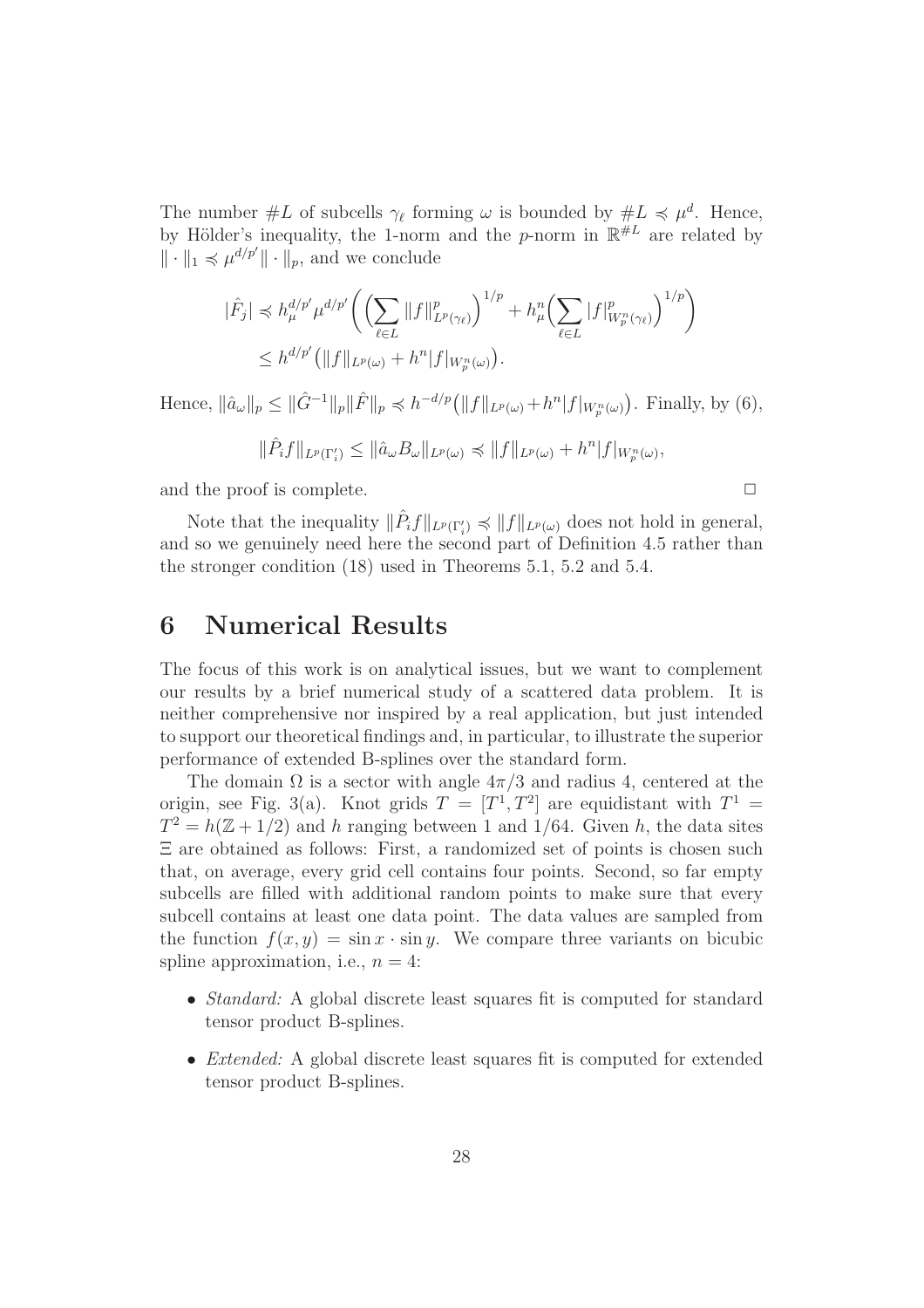The number $\#L$ of subcells $\gamma_\ell$ forming $\omega$ is bounded by $\#L \preccurlyeq \mu^d$. Hence, by Hölder's inequality, the 1-norm and the $p$-norm in $\mathbb{R}^{\#L}$ are related by $\|\cdot\|_1 \preccurlyeq \mu^{d/p'}\|\cdot\|_p$, and we conclude

$$
\begin{aligned}
|\hat{F}_j| &\preccurlyeq h_\mu^{d/p'} \mu^{d/p'} \biggl( \Bigl( \sum_{\ell \in L} \|f\|^p_{L^p(\gamma_\ell)} \Bigr)^{1/p} + h_\mu^n \Bigl( \sum_{\ell \in L} |f|^p_{W^n_p(\gamma_\ell)} \Bigr)^{1/p} \biggr) \\
&\leq h^{d/p'} \bigl( \|f\|_{L^p(\omega)} + h^n |f|_{W^n_p(\omega)} \bigr).
\end{aligned}
$$

Hence, $\|\hat{a}_\omega\|_p \leq \|\hat{G}^{-1}\|_p \|\hat{F}\|_p \preccurlyeq h^{-d/p}\bigl(\|f\|_{L^p(\omega)} + h^n |f|_{W^n_p(\omega)}\bigr)$. Finally, by (6),

$$
\|\hat{P}_i f\|_{L^p(\Gamma_i')} \leq \|\hat{a}_\omega B_\omega\|_{L^p(\omega)} \preccurlyeq \|f\|_{L^p(\omega)} + h^n |f|_{W^n_p(\omega)},
$$

and the proof is complete. $\square$

Note that the inequality $\|\hat{P}_i f\|_{L^p(\Gamma_i')} \preccurlyeq \|f\|_{L^p(\omega)}$ does not hold in general, and so we genuinely need here the second part of Definition 4.5 rather than the stronger condition (18) used in Theorems 5.1, 5.2 and 5.4.

# 6 Numerical Results

The focus of this work is on analytical issues, but we want to complement our results by a brief numerical study of a scattered data problem. It is neither comprehensive nor inspired by a real application, but just intended to support our theoretical findings and, in particular, to illustrate the superior performance of extended B-splines over the standard form.

The domain $\Omega$ is a sector with angle $4\pi/3$ and radius 4, centered at the origin, see Fig. 3(a). Knot grids $T = [T^1, T^2]$ are equidistant with $T^1 = T^2 = h(\mathbb{Z} + 1/2)$ and $h$ ranging between 1 and 1/64. Given $h$, the data sites $\Xi$ are obtained as follows: First, a randomized set of points is chosen such that, on average, every grid cell contains four points. Second, so far empty subcells are filled with additional random points to make sure that every subcell contains at least one data point. The data values are sampled from the function $f(x, y) = \sin x \cdot \sin y$. We compare three variants on bicubic spline approximation, i.e., $n = 4$:

- *Standard:* A global discrete least squares fit is computed for standard tensor product B-splines.
- *Extended:* A global discrete least squares fit is computed for extended tensor product B-splines.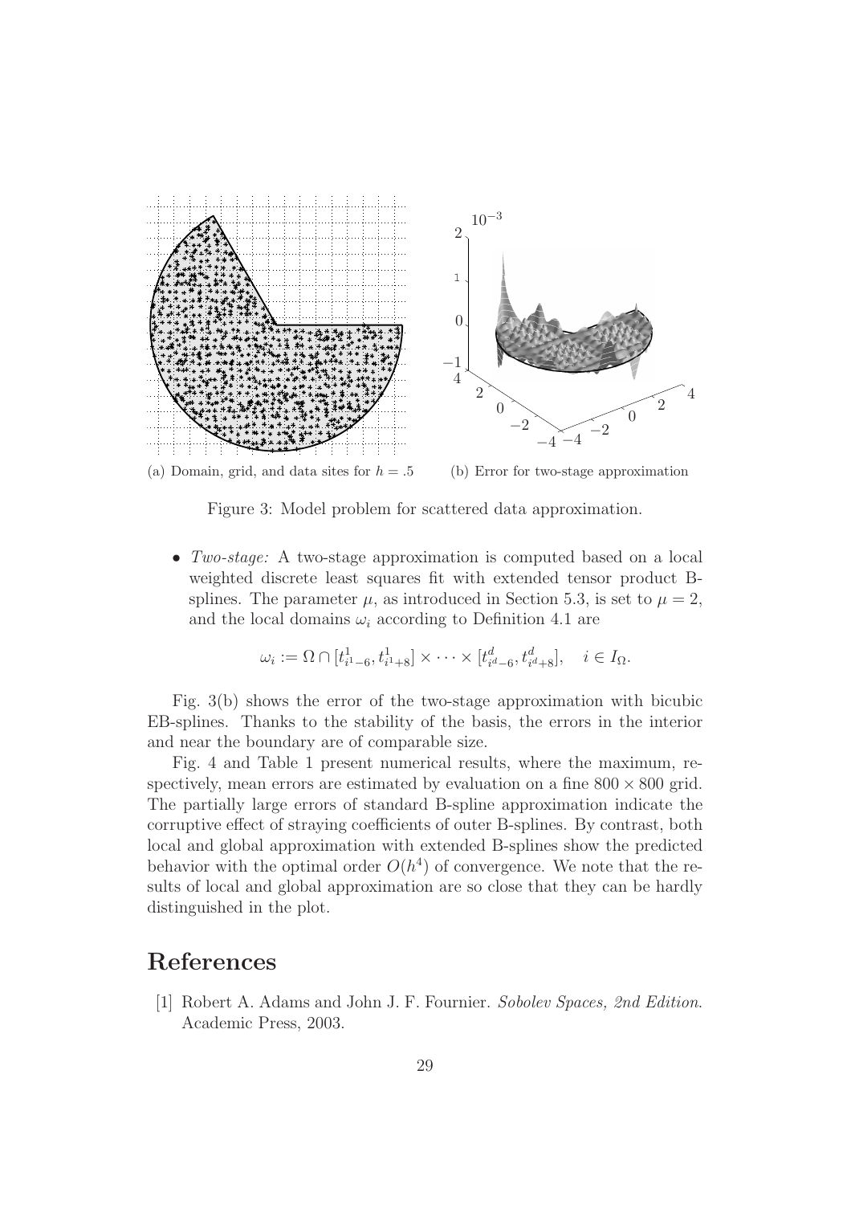(a) Domain, grid, and data sites for $h = .5$

(b) Error for two-stage approximation

Figure 3: Model problem for scattered data approximation.

- *Two-stage:* A two-stage approximation is computed based on a local weighted discrete least squares fit with extended tensor product B-splines. The parameter $\mu$, as introduced in Section 5.3, is set to $\mu = 2$, and the local domains $\omega_i$ according to Definition 4.1 are

$$\omega_i := \Omega \cap [t^1_{i^1-6}, t^1_{i^1+8}] \times \cdots \times [t^d_{i^d-6}, t^d_{i^d+8}], \quad i \in I_\Omega.$$

Fig. 3(b) shows the error of the two-stage approximation with bicubic EB-splines. Thanks to the stability of the basis, the errors in the interior and near the boundary are of comparable size.

Fig. 4 and Table 1 present numerical results, where the maximum, respectively, mean errors are estimated by evaluation on a fine $800 \times 800$ grid. The partially large errors of standard B-spline approximation indicate the corruptive effect of straying coefficients of outer B-splines. By contrast, both local and global approximation with extended B-splines show the predicted behavior with the optimal order $O(h^4)$ of convergence. We note that the results of local and global approximation are so close that they can be hardly distinguished in the plot.

# References

[1] Robert A. Adams and John J. F. Fournier. *Sobolev Spaces, 2nd Edition*. Academic Press, 2003.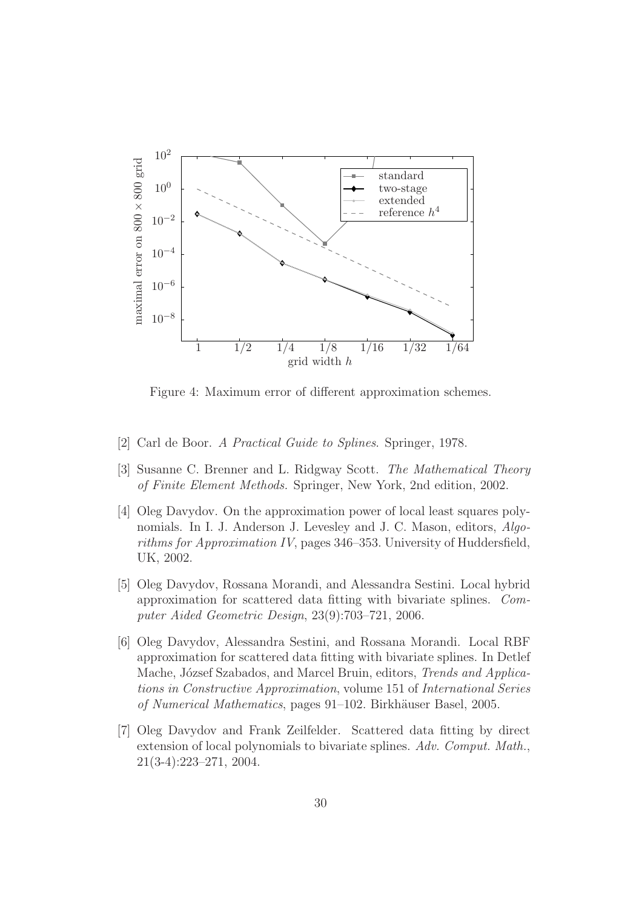Figure 4: Maximum error of different approximation schemes.

[2] Carl de Boor. *A Practical Guide to Splines*. Springer, 1978.

[3] Susanne C. Brenner and L. Ridgway Scott. *The Mathematical Theory of Finite Element Methods.* Springer, New York, 2nd edition, 2002.

[4] Oleg Davydov. On the approximation power of local least squares polynomials. In I. J. Anderson J. Levesley and J. C. Mason, editors, *Algorithms for Approximation IV*, pages 346–353. University of Huddersfield, UK, 2002.

[5] Oleg Davydov, Rossana Morandi, and Alessandra Sestini. Local hybrid approximation for scattered data fitting with bivariate splines. *Computer Aided Geometric Design*, 23(9):703–721, 2006.

[6] Oleg Davydov, Alessandra Sestini, and Rossana Morandi. Local RBF approximation for scattered data fitting with bivariate splines. In Detlef Mache, József Szabados, and Marcel Bruin, editors, *Trends and Applications in Constructive Approximation*, volume 151 of *International Series of Numerical Mathematics*, pages 91–102. Birkhäuser Basel, 2005.

[7] Oleg Davydov and Frank Zeilfelder. Scattered data fitting by direct extension of local polynomials to bivariate splines. *Adv. Comput. Math.*, 21(3-4):223–271, 2004.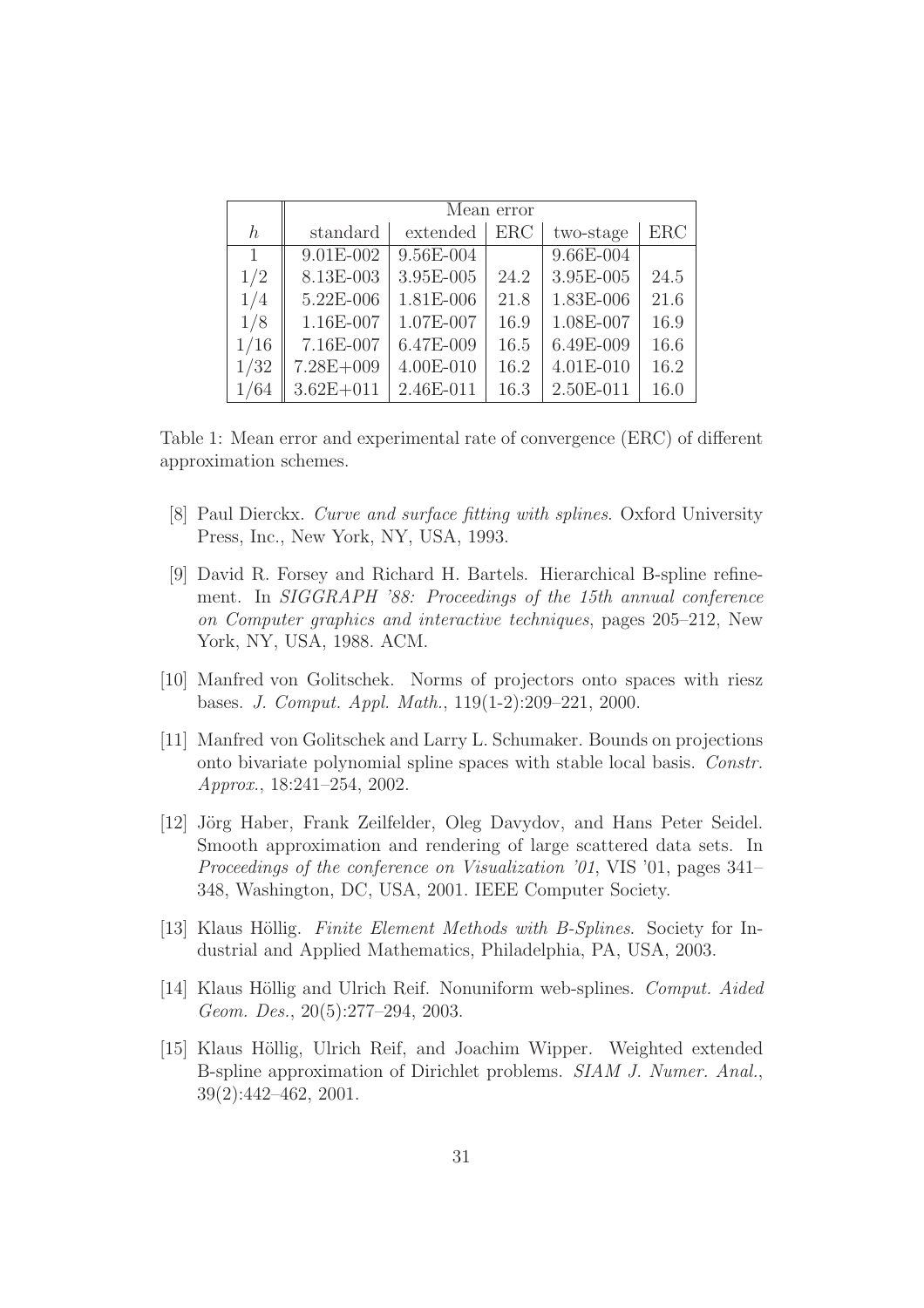| | Mean error | | | | |
|---|---|---|---|---|---|
| $h$ | standard | extended | ERC | two-stage | ERC |
| 1 | 9.01E-002 | 9.56E-004 | | 9.66E-004 | |
| 1/2 | 8.13E-003 | 3.95E-005 | 24.2 | 3.95E-005 | 24.5 |
| 1/4 | 5.22E-006 | 1.81E-006 | 21.8 | 1.83E-006 | 21.6 |
| 1/8 | 1.16E-007 | 1.07E-007 | 16.9 | 1.08E-007 | 16.9 |
| 1/16 | 7.16E-007 | 6.47E-009 | 16.5 | 6.49E-009 | 16.6 |
| 1/32 | 7.28E+009 | 4.00E-010 | 16.2 | 4.01E-010 | 16.2 |
| 1/64 | 3.62E+011 | 2.46E-011 | 16.3 | 2.50E-011 | 16.0 |

Table 1: Mean error and experimental rate of convergence (ERC) of different approximation schemes.

[8] Paul Dierckx. *Curve and surface fitting with splines*. Oxford University Press, Inc., New York, NY, USA, 1993.

[9] David R. Forsey and Richard H. Bartels. Hierarchical B-spline refinement. In *SIGGRAPH '88: Proceedings of the 15th annual conference on Computer graphics and interactive techniques*, pages 205–212, New York, NY, USA, 1988. ACM.

[10] Manfred von Golitschek. Norms of projectors onto spaces with riesz bases. *J. Comput. Appl. Math.*, 119(1-2):209–221, 2000.

[11] Manfred von Golitschek and Larry L. Schumaker. Bounds on projections onto bivariate polynomial spline spaces with stable local basis. *Constr. Approx.*, 18:241–254, 2002.

[12] Jörg Haber, Frank Zeilfelder, Oleg Davydov, and Hans Peter Seidel. Smooth approximation and rendering of large scattered data sets. In *Proceedings of the conference on Visualization '01*, VIS '01, pages 341–348, Washington, DC, USA, 2001. IEEE Computer Society.

[13] Klaus Höllig. *Finite Element Methods with B-Splines*. Society for Industrial and Applied Mathematics, Philadelphia, PA, USA, 2003.

[14] Klaus Höllig and Ulrich Reif. Nonuniform web-splines. *Comput. Aided Geom. Des.*, 20(5):277–294, 2003.

[15] Klaus Höllig, Ulrich Reif, and Joachim Wipper. Weighted extended B-spline approximation of Dirichlet problems. *SIAM J. Numer. Anal.*, 39(2):442–462, 2001.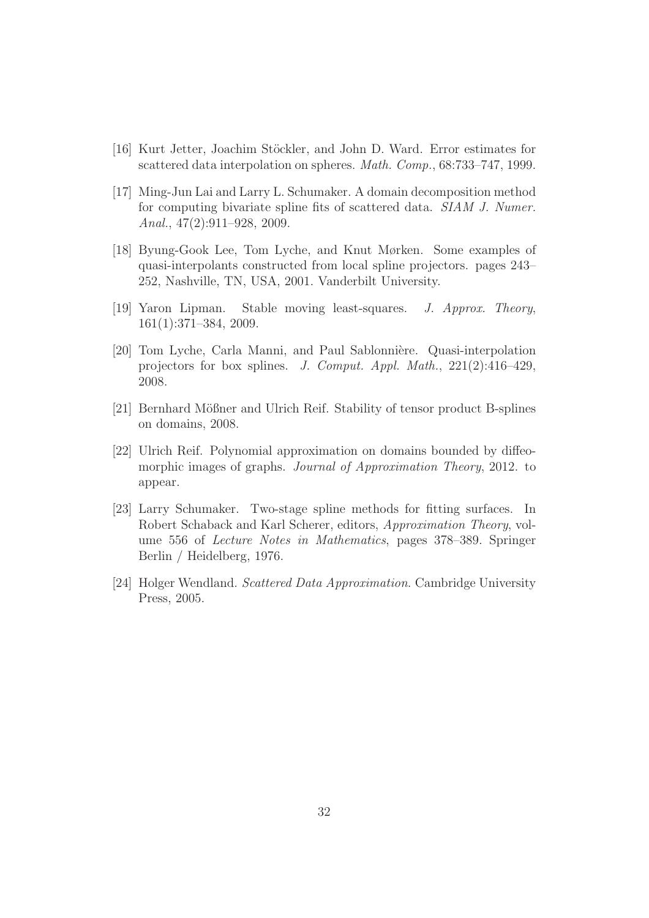[16] Kurt Jetter, Joachim Stöckler, and John D. Ward. Error estimates for scattered data interpolation on spheres. *Math. Comp.*, 68:733–747, 1999.

[17] Ming-Jun Lai and Larry L. Schumaker. A domain decomposition method for computing bivariate spline fits of scattered data. *SIAM J. Numer. Anal.*, 47(2):911–928, 2009.

[18] Byung-Gook Lee, Tom Lyche, and Knut Mørken. Some examples of quasi-interpolants constructed from local spline projectors. pages 243–252, Nashville, TN, USA, 2001. Vanderbilt University.

[19] Yaron Lipman. Stable moving least-squares. *J. Approx. Theory*, 161(1):371–384, 2009.

[20] Tom Lyche, Carla Manni, and Paul Sablonnière. Quasi-interpolation projectors for box splines. *J. Comput. Appl. Math.*, 221(2):416–429, 2008.

[21] Bernhard Mößner and Ulrich Reif. Stability of tensor product B-splines on domains, 2008.

[22] Ulrich Reif. Polynomial approximation on domains bounded by diffeomorphic images of graphs. *Journal of Approximation Theory*, 2012. to appear.

[23] Larry Schumaker. Two-stage spline methods for fitting surfaces. In Robert Schaback and Karl Scherer, editors, *Approximation Theory*, volume 556 of *Lecture Notes in Mathematics*, pages 378–389. Springer Berlin / Heidelberg, 1976.

[24] Holger Wendland. *Scattered Data Approximation*. Cambridge University Press, 2005.